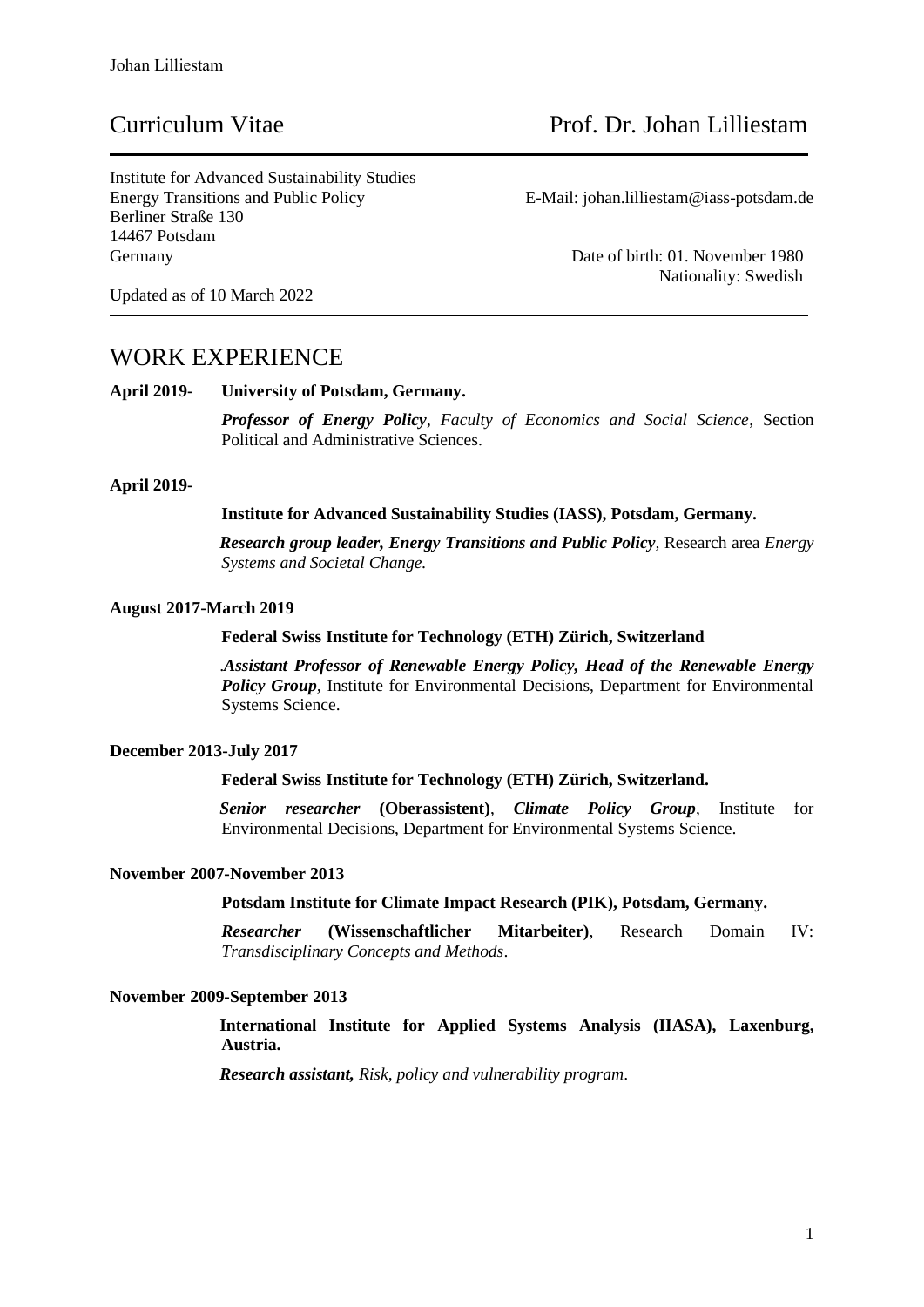# Curriculum Vitae — Prof. Dr. Johan Lilliestam

Institute for Advanced Sustainability Studies
Energy Transitions and Public Policy
Berliner Straße 130
14467 Potsdam
Germany

E-Mail: johan.lilliestam@iass-potsdam.de

Date of birth: 01. November 1980
Nationality: Swedish

Updated as of 10 March 2022

## WORK EXPERIENCE

**April 2019-** **University of Potsdam, Germany.**

***Professor of Energy Policy***, *Faculty of Economics and Social Science*, Section Political and Administrative Sciences.

**April 2019-**

**Institute for Advanced Sustainability Studies (IASS), Potsdam, Germany.**

***Research group leader, Energy Transitions and Public Policy***, Research area *Energy Systems and Societal Change.*

**August 2017-March 2019**

**Federal Swiss Institute for Technology (ETH) Zürich, Switzerland**

.***Assistant Professor of Renewable Energy Policy, Head of the Renewable Energy Policy Group***, Institute for Environmental Decisions, Department for Environmental Systems Science.

**December 2013-July 2017**

**Federal Swiss Institute for Technology (ETH) Zürich, Switzerland.**

***Senior researcher*** **(Oberassistent)**, ***Climate Policy Group***, Institute for Environmental Decisions, Department for Environmental Systems Science.

**November 2007-November 2013**

**Potsdam Institute for Climate Impact Research (PIK), Potsdam, Germany.**

***Researcher*** **(Wissenschaftlicher Mitarbeiter)**, Research Domain IV: *Transdisciplinary Concepts and Methods*.

**November 2009-September 2013**

**International Institute for Applied Systems Analysis (IIASA), Laxenburg, Austria.**

***Research assistant,*** *Risk, policy and vulnerability program*.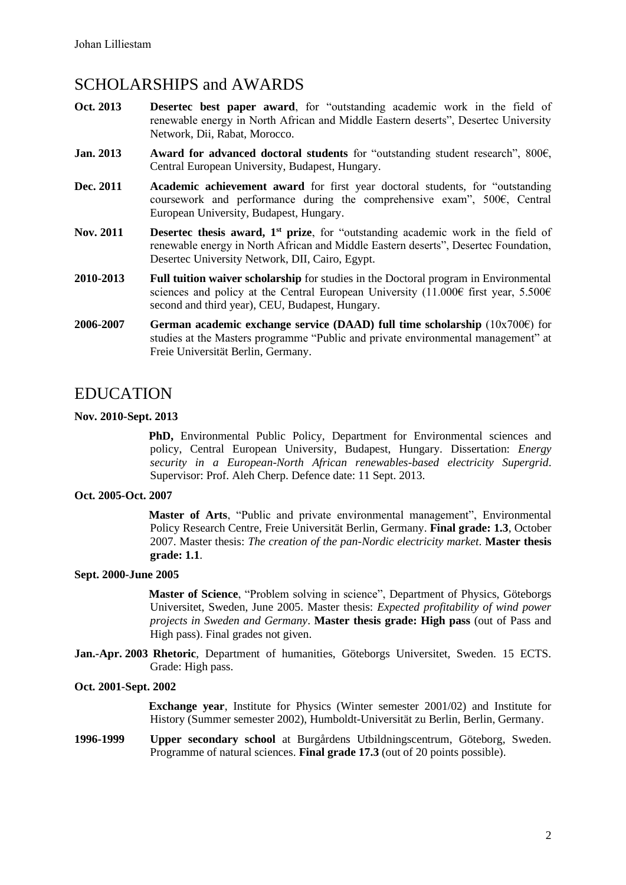## SCHOLARSHIPS and AWARDS

**Oct. 2013** **Desertec best paper award**, for "outstanding academic work in the field of renewable energy in North African and Middle Eastern deserts", Desertec University Network, Dii, Rabat, Morocco.

**Jan. 2013** **Award for advanced doctoral students** for "outstanding student research", 800€, Central European University, Budapest, Hungary.

**Dec. 2011** **Academic achievement award** for first year doctoral students, for "outstanding coursework and performance during the comprehensive exam", 500€, Central European University, Budapest, Hungary.

**Nov. 2011** **Desertec thesis award, 1st prize**, for "outstanding academic work in the field of renewable energy in North African and Middle Eastern deserts", Desertec Foundation, Desertec University Network, DII, Cairo, Egypt.

**2010-2013** **Full tuition waiver scholarship** for studies in the Doctoral program in Environmental sciences and policy at the Central European University (11.000€ first year, 5.500€ second and third year), CEU, Budapest, Hungary.

**2006-2007** **German academic exchange service (DAAD) full time scholarship** (10x700€) for studies at the Masters programme "Public and private environmental management" at Freie Universität Berlin, Germany.

## EDUCATION

**Nov. 2010-Sept. 2013**

**PhD,** Environmental Public Policy, Department for Environmental sciences and policy, Central European University, Budapest, Hungary. Dissertation: *Energy security in a European-North African renewables-based electricity Supergrid*. Supervisor: Prof. Aleh Cherp. Defence date: 11 Sept. 2013.

**Oct. 2005-Oct. 2007**

**Master of Arts**, "Public and private environmental management", Environmental Policy Research Centre, Freie Universität Berlin, Germany. **Final grade: 1.3**, October 2007. Master thesis: *The creation of the pan-Nordic electricity market*. **Master thesis grade: 1.1**.

**Sept. 2000-June 2005**

**Master of Science**, "Problem solving in science", Department of Physics, Göteborgs Universitet, Sweden, June 2005. Master thesis: *Expected profitability of wind power projects in Sweden and Germany*. **Master thesis grade: High pass** (out of Pass and High pass). Final grades not given.

**Jan.-Apr. 2003** **Rhetoric**, Department of humanities, Göteborgs Universitet, Sweden. 15 ECTS. Grade: High pass.

**Oct. 2001-Sept. 2002**

**Exchange year**, Institute for Physics (Winter semester 2001/02) and Institute for History (Summer semester 2002), Humboldt-Universität zu Berlin, Berlin, Germany.

**1996-1999** **Upper secondary school** at Burgårdens Utbildningscentrum, Göteborg, Sweden. Programme of natural sciences. **Final grade 17.3** (out of 20 points possible).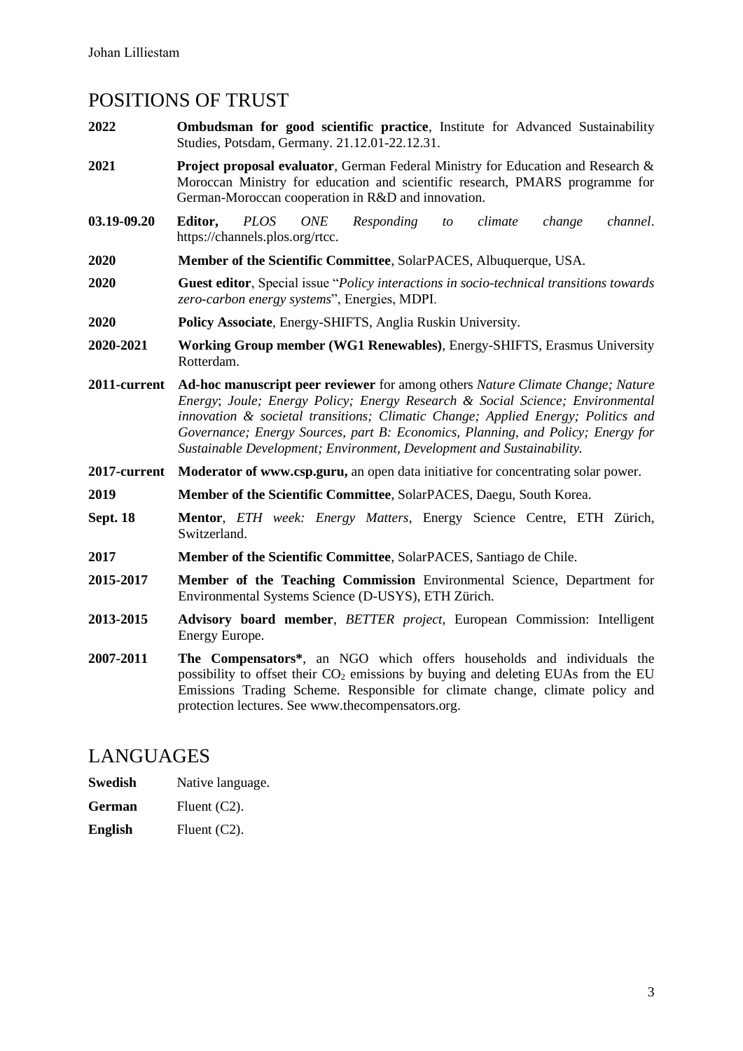## POSITIONS OF TRUST

**2022** **Ombudsman for good scientific practice**, Institute for Advanced Sustainability Studies, Potsdam, Germany. 21.12.01-22.12.31.

**2021** **Project proposal evaluator**, German Federal Ministry for Education and Research & Moroccan Ministry for education and scientific research, PMARS programme for German-Moroccan cooperation in R&D and innovation.

**03.19-09.20** **Editor,** *PLOS ONE Responding to climate change channel*. https://channels.plos.org/rtcc.

**2020** **Member of the Scientific Committee**, SolarPACES, Albuquerque, USA.

**2020** **Guest editor**, Special issue "*Policy interactions in socio-technical transitions towards zero-carbon energy systems*", Energies, MDPI.

**2020** **Policy Associate**, Energy-SHIFTS, Anglia Ruskin University.

**2020-2021** **Working Group member (WG1 Renewables)**, Energy-SHIFTS, Erasmus University Rotterdam.

**2011-current** **Ad-hoc manuscript peer reviewer** for among others *Nature Climate Change; Nature Energy*; *Joule; Energy Policy; Energy Research & Social Science; Environmental innovation & societal transitions; Climatic Change; Applied Energy; Politics and Governance; Energy Sources, part B: Economics, Planning, and Policy; Energy for Sustainable Development; Environment, Development and Sustainability.*

**2017-current** **Moderator of www.csp.guru,** an open data initiative for concentrating solar power.

**2019** **Member of the Scientific Committee**, SolarPACES, Daegu, South Korea.

**Sept. 18** **Mentor**, *ETH week: Energy Matters*, Energy Science Centre, ETH Zürich, Switzerland.

**2017** **Member of the Scientific Committee**, SolarPACES, Santiago de Chile.

**2015-2017** **Member of the Teaching Commission** Environmental Science, Department for Environmental Systems Science (D-USYS), ETH Zürich.

**2013-2015** **Advisory board member**, *BETTER project*, European Commission: Intelligent Energy Europe.

**2007-2011** **The Compensators***, an NGO which offers households and individuals the possibility to offset their $CO_2$ emissions by buying and deleting EUAs from the EU Emissions Trading Scheme. Responsible for climate change, climate policy and protection lectures. See www.thecompensators.org.

## LANGUAGES

**Swedish** Native language.

**German** Fluent (C2).

**English** Fluent (C2).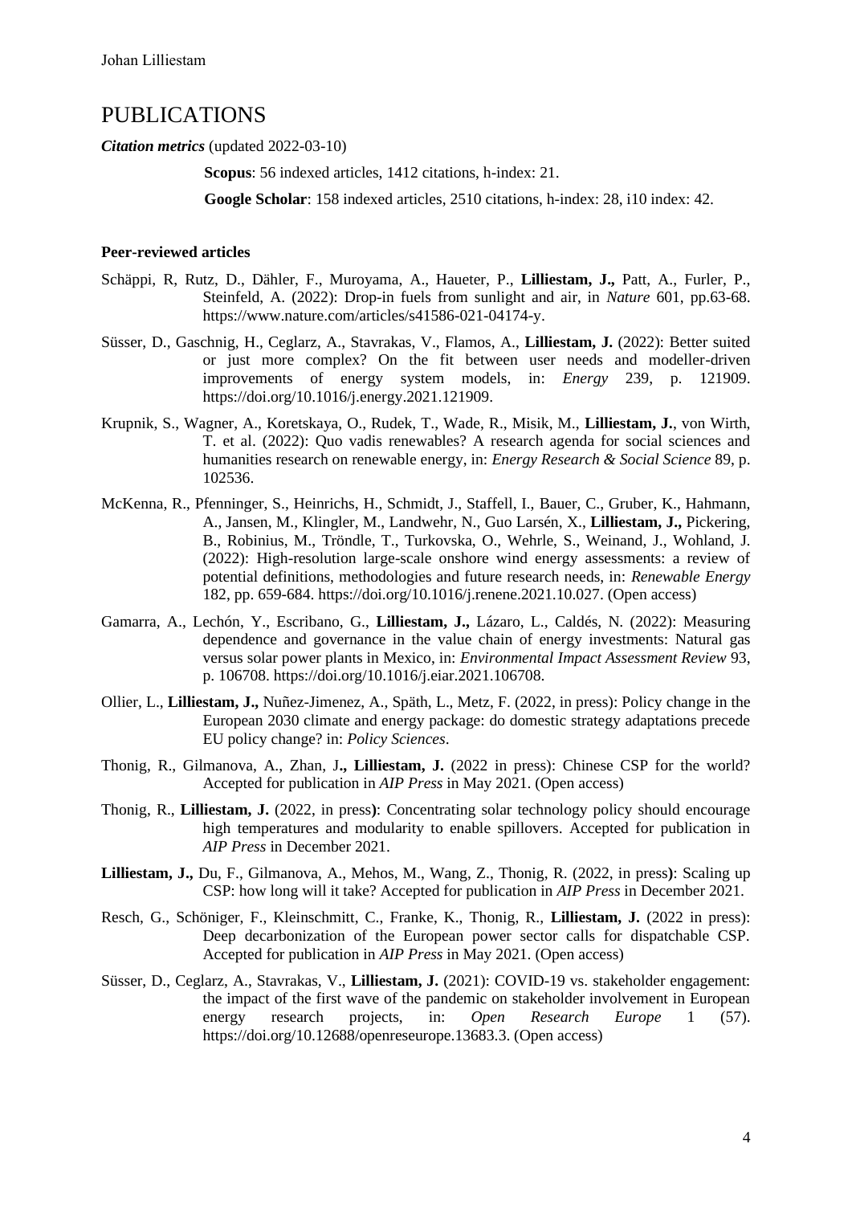# PUBLICATIONS

***Citation metrics*** (updated 2022-03-10)

**Scopus**: 56 indexed articles, 1412 citations, h-index: 21.

**Google Scholar**: 158 indexed articles, 2510 citations, h-index: 28, i10 index: 42.

**Peer-reviewed articles**

Schäppi, R, Rutz, D., Dähler, F., Muroyama, A., Haueter, P., **Lilliestam, J.,** Patt, A., Furler, P., Steinfeld, A. (2022): Drop-in fuels from sunlight and air, in *Nature* 601, pp.63-68. https://www.nature.com/articles/s41586-021-04174-y.

Süsser, D., Gaschnig, H., Ceglarz, A., Stavrakas, V., Flamos, A., **Lilliestam, J.** (2022): Better suited or just more complex? On the fit between user needs and modeller-driven improvements of energy system models, in: *Energy* 239, p. 121909. https://doi.org/10.1016/j.energy.2021.121909.

Krupnik, S., Wagner, A., Koretskaya, O., Rudek, T., Wade, R., Misik, M., **Lilliestam, J.**, von Wirth, T. et al. (2022): Quo vadis renewables? A research agenda for social sciences and humanities research on renewable energy, in: *Energy Research & Social Science* 89, p. 102536.

McKenna, R., Pfenninger, S., Heinrichs, H., Schmidt, J., Staffell, I., Bauer, C., Gruber, K., Hahmann, A., Jansen, M., Klingler, M., Landwehr, N., Guo Larsén, X., **Lilliestam, J.,** Pickering, B., Robinius, M., Tröndle, T., Turkovska, O., Wehrle, S., Weinand, J., Wohland, J. (2022): High-resolution large-scale onshore wind energy assessments: a review of potential definitions, methodologies and future research needs, in: *Renewable Energy* 182, pp. 659-684. https://doi.org/10.1016/j.renene.2021.10.027. (Open access)

Gamarra, A., Lechón, Y., Escribano, G., **Lilliestam, J.,** Lázaro, L., Caldés, N. (2022): Measuring dependence and governance in the value chain of energy investments: Natural gas versus solar power plants in Mexico, in: *Environmental Impact Assessment Review* 93, p. 106708. https://doi.org/10.1016/j.eiar.2021.106708.

Ollier, L., **Lilliestam, J.,** Nuñez-Jimenez, A., Späth, L., Metz, F. (2022, in press): Policy change in the European 2030 climate and energy package: do domestic strategy adaptations precede EU policy change? in: *Policy Sciences*.

Thonig, R., Gilmanova, A., Zhan, J**., Lilliestam, J.** (2022 in press): Chinese CSP for the world? Accepted for publication in *AIP Press* in May 2021. (Open access)

Thonig, R., **Lilliestam, J.** (2022, in press**)**: Concentrating solar technology policy should encourage high temperatures and modularity to enable spillovers. Accepted for publication in *AIP Press* in December 2021.

**Lilliestam, J.,** Du, F., Gilmanova, A., Mehos, M., Wang, Z., Thonig, R. (2022, in press**)**: Scaling up CSP: how long will it take? Accepted for publication in *AIP Press* in December 2021.

Resch, G., Schöniger, F., Kleinschmitt, C., Franke, K., Thonig, R., **Lilliestam, J.** (2022 in press): Deep decarbonization of the European power sector calls for dispatchable CSP. Accepted for publication in *AIP Press* in May 2021. (Open access)

Süsser, D., Ceglarz, A., Stavrakas, V., **Lilliestam, J.** (2021): COVID-19 vs. stakeholder engagement: the impact of the first wave of the pandemic on stakeholder involvement in European energy research projects, in: *Open Research Europe* 1 (57). https://doi.org/10.12688/openreseurope.13683.3. (Open access)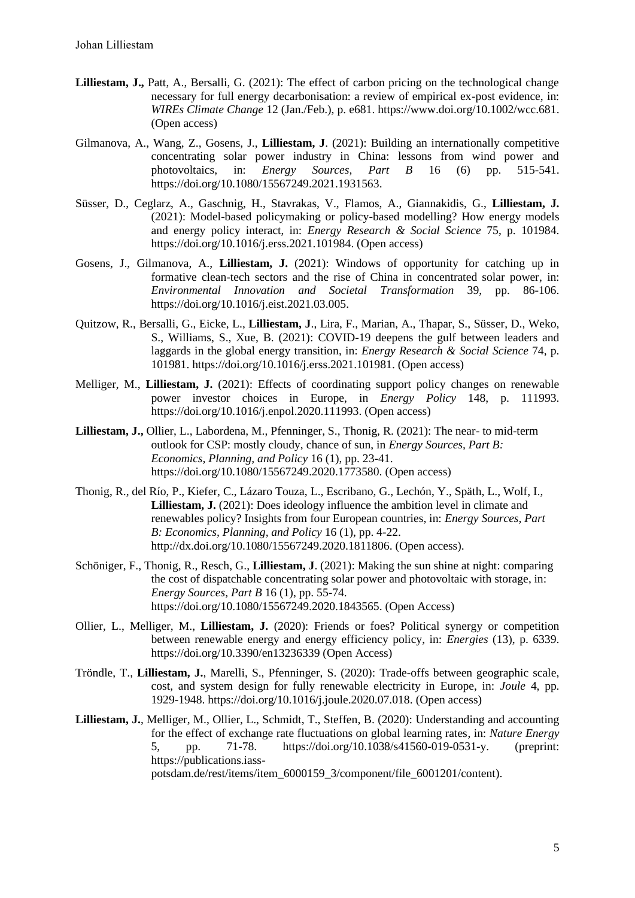**Lilliestam, J.,** Patt, A., Bersalli, G. (2021): The effect of carbon pricing on the technological change necessary for full energy decarbonisation: a review of empirical ex-post evidence, in: *WIREs Climate Change* 12 (Jan./Feb.), p. e681. https://www.doi.org/10.1002/wcc.681. (Open access)

Gilmanova, A., Wang, Z., Gosens, J., **Lilliestam, J**. (2021): Building an internationally competitive concentrating solar power industry in China: lessons from wind power and photovoltaics, in: *Energy Sources, Part B* 16 (6) pp. 515-541. https://doi.org/10.1080/15567249.2021.1931563.

Süsser, D., Ceglarz, A., Gaschnig, H., Stavrakas, V., Flamos, A., Giannakidis, G., **Lilliestam, J.** (2021): Model-based policymaking or policy-based modelling? How energy models and energy policy interact, in: *Energy Research & Social Science* 75, p. 101984. https://doi.org/10.1016/j.erss.2021.101984. (Open access)

Gosens, J., Gilmanova, A., **Lilliestam, J.** (2021): Windows of opportunity for catching up in formative clean-tech sectors and the rise of China in concentrated solar power, in: *Environmental Innovation and Societal Transformation* 39, pp. 86-106. https://doi.org/10.1016/j.eist.2021.03.005.

Quitzow, R., Bersalli, G., Eicke, L., **Lilliestam, J**., Lira, F., Marian, A., Thapar, S., Süsser, D., Weko, S., Williams, S., Xue, B. (2021): COVID-19 deepens the gulf between leaders and laggards in the global energy transition, in: *Energy Research & Social Science* 74, p. 101981. https://doi.org/10.1016/j.erss.2021.101981. (Open access)

Melliger, M., **Lilliestam, J.** (2021): Effects of coordinating support policy changes on renewable power investor choices in Europe, in *Energy Policy* 148, p. 111993. https://doi.org/10.1016/j.enpol.2020.111993. (Open access)

**Lilliestam, J.,** Ollier, L., Labordena, M., Pfenninger, S., Thonig, R. (2021): The near- to mid-term outlook for CSP: mostly cloudy, chance of sun, in *Energy Sources, Part B: Economics, Planning, and Policy* 16 (1), pp. 23-41. https://doi.org/10.1080/15567249.2020.1773580. (Open access)

Thonig, R., del Río, P., Kiefer, C., Lázaro Touza, L., Escribano, G., Lechón, Y., Späth, L., Wolf, I., **Lilliestam, J.** (2021): Does ideology influence the ambition level in climate and renewables policy? Insights from four European countries, in: *Energy Sources, Part B: Economics, Planning, and Policy* 16 (1), pp. 4-22. http://dx.doi.org/10.1080/15567249.2020.1811806. (Open access).

Schöniger, F., Thonig, R., Resch, G., **Lilliestam, J**. (2021): Making the sun shine at night: comparing the cost of dispatchable concentrating solar power and photovoltaic with storage, in: *Energy Sources, Part B* 16 (1), pp. 55-74. https://doi.org/10.1080/15567249.2020.1843565. (Open Access)

Ollier, L., Melliger, M., **Lilliestam, J.** (2020): Friends or foes? Political synergy or competition between renewable energy and energy efficiency policy, in: *Energies* (13), p. 6339. https://doi.org/10.3390/en13236339 (Open Access)

Tröndle, T., **Lilliestam, J.**, Marelli, S., Pfenninger, S. (2020): Trade-offs between geographic scale, cost, and system design for fully renewable electricity in Europe, in: *Joule* 4, pp. 1929-1948. https://doi.org/10.1016/j.joule.2020.07.018. (Open access)

**Lilliestam, J.**, Melliger, M., Ollier, L., Schmidt, T., Steffen, B. (2020): Understanding and accounting for the effect of exchange rate fluctuations on global learning rates, in: *Nature Energy* 5, pp. 71-78. https://doi.org/10.1038/s41560-019-0531-y. (preprint: https://publications.iass-potsdam.de/rest/items/item_6000159_3/component/file_6001201/content).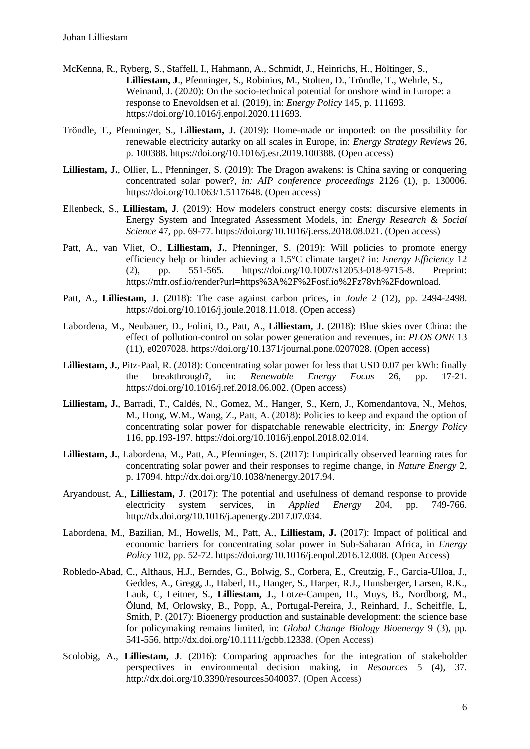McKenna, R., Ryberg, S., Staffell, I., Hahmann, A., Schmidt, J., Heinrichs, H., Höltinger, S., **Lilliestam, J**., Pfenninger, S., Robinius, M., Stolten, D., Tröndle, T., Wehrle, S., Weinand, J. (2020): On the socio-technical potential for onshore wind in Europe: a response to Enevoldsen et al. (2019), in: *Energy Policy* 145, p. 111693. https://doi.org/10.1016/j.enpol.2020.111693.

Tröndle, T., Pfenninger, S., **Lilliestam, J.** (2019): Home-made or imported: on the possibility for renewable electricity autarky on all scales in Europe, in: *Energy Strategy Reviews* 26, p. 100388. https://doi.org/10.1016/j.esr.2019.100388. (Open access)

**Lilliestam, J.**, Ollier, L., Pfenninger, S. (2019): The Dragon awakens: is China saving or conquering concentrated solar power?, *in: AIP conference proceedings* 2126 (1), p. 130006. https://doi.org/10.1063/1.5117648. (Open access)

Ellenbeck, S., **Lilliestam, J**. (2019): How modelers construct energy costs: discursive elements in Energy System and Integrated Assessment Models, in: *Energy Research & Social Science* 47, pp. 69-77. https://doi.org/10.1016/j.erss.2018.08.021. (Open access)

Patt, A., van Vliet, O., **Lilliestam, J.**, Pfenninger, S. (2019): Will policies to promote energy efficiency help or hinder achieving a 1.5°C climate target? in: *Energy Efficiency* 12 (2), pp. 551-565. https://doi.org/10.1007/s12053-018-9715-8. Preprint: https://mfr.osf.io/render?url=https%3A%2F%2Fosf.io%2Fz78vh%2Fdownload.

Patt, A., **Lilliestam, J**. (2018): The case against carbon prices, in *Joule* 2 (12), pp. 2494-2498. https://doi.org/10.1016/j.joule.2018.11.018. (Open access)

Labordena, M., Neubauer, D., Folini, D., Patt, A., **Lilliestam, J.** (2018): Blue skies over China: the effect of pollution-control on solar power generation and revenues, in: *PLOS ONE* 13 (11), e0207028. https://doi.org/10.1371/journal.pone.0207028. (Open access)

**Lilliestam, J.**, Pitz-Paal, R. (2018): Concentrating solar power for less that USD 0.07 per kWh: finally the breakthrough?, in: *Renewable Energy Focus* 26, pp. 17-21. https://doi.org/10.1016/j.ref.2018.06.002. (Open access)

**Lilliestam, J.**, Barradi, T., Caldés, N., Gomez, M., Hanger, S., Kern, J., Komendantova, N., Mehos, M., Hong, W.M., Wang, Z., Patt, A. (2018): Policies to keep and expand the option of concentrating solar power for dispatchable renewable electricity, in: *Energy Policy* 116, pp.193-197. https://doi.org/10.1016/j.enpol.2018.02.014.

**Lilliestam, J.**, Labordena, M., Patt, A., Pfenninger, S. (2017): Empirically observed learning rates for concentrating solar power and their responses to regime change, in *Nature Energy* 2, p. 17094. http://dx.doi.org/10.1038/nenergy.2017.94.

Aryandoust, A., **Lilliestam, J**. (2017): The potential and usefulness of demand response to provide electricity system services, in *Applied Energy* 204, pp. 749-766. http://dx.doi.org/10.1016/j.apenergy.2017.07.034.

Labordena, M., Bazilian, M., Howells, M., Patt, A., **Lilliestam, J.** (2017): Impact of political and economic barriers for concentrating solar power in Sub-Saharan Africa, in *Energy Policy* 102, pp. 52-72. https://doi.org/10.1016/j.enpol.2016.12.008. (Open Access)

Robledo-Abad, C., Althaus, H.J., Berndes, G., Bolwig, S., Corbera, E., Creutzig, F., Garcia-Ulloa, J., Geddes, A., Gregg, J., Haberl, H., Hanger, S., Harper, R.J., Hunsberger, Larsen, R.K., Lauk, C, Leitner, S., **Lilliestam, J.**, Lotze-Campen, H., Muys, B., Nordborg, M., Ölund, M, Orlowsky, B., Popp, A., Portugal-Pereira, J., Reinhard, J., Scheiffle, L, Smith, P. (2017): Bioenergy production and sustainable development: the science base for policymaking remains limited, in: *Global Change Biology Bioenergy* 9 (3), pp. 541-556. http://dx.doi.org/10.1111/gcbb.12338. (Open Access)

Scolobig, A., **Lilliestam, J**. (2016): Comparing approaches for the integration of stakeholder perspectives in environmental decision making, in *Resources* 5 (4), 37. http://dx.doi.org/10.3390/resources5040037. (Open Access)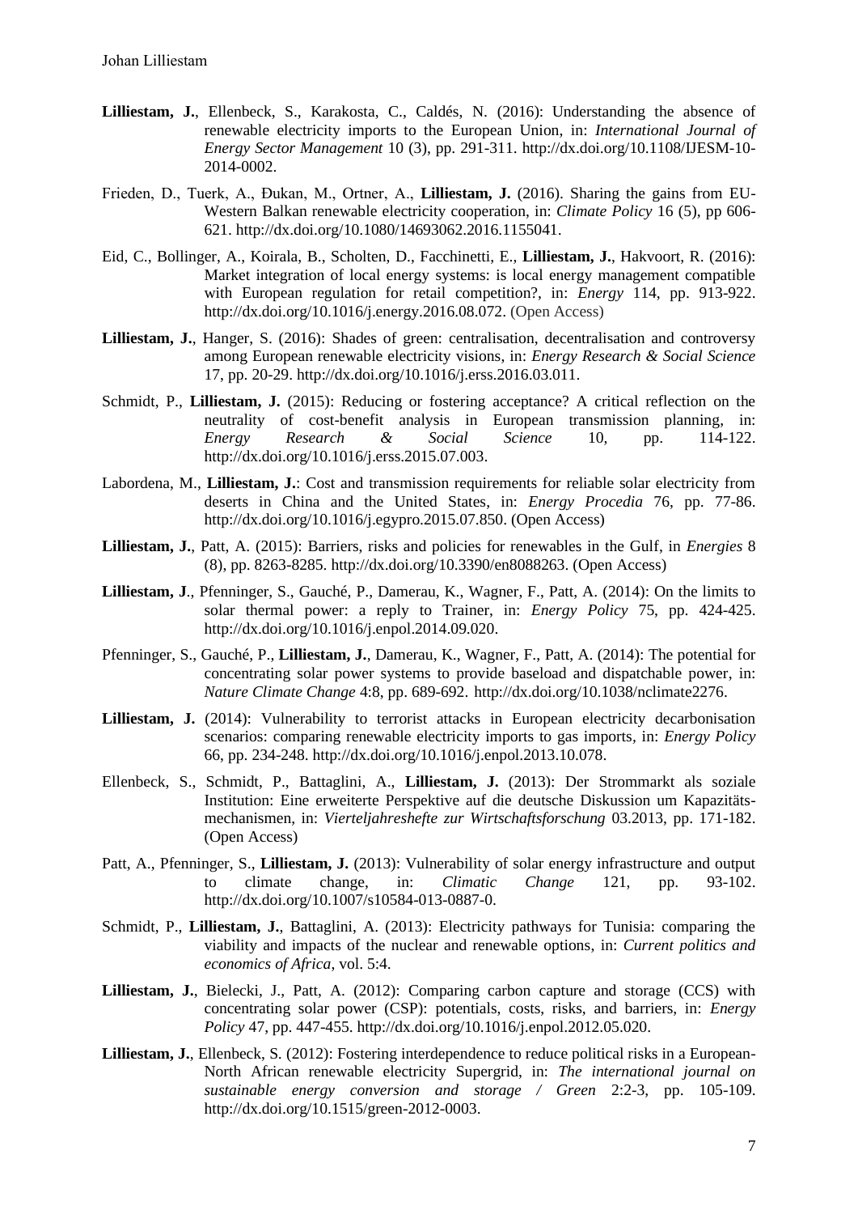**Lilliestam, J.**, Ellenbeck, S., Karakosta, C., Caldés, N. (2016): Understanding the absence of renewable electricity imports to the European Union, in: *International Journal of Energy Sector Management* 10 (3), pp. 291-311. http://dx.doi.org/10.1108/IJESM-10-2014-0002.

Frieden, D., Tuerk, A., Đukan, M., Ortner, A., **Lilliestam, J.** (2016). Sharing the gains from EU-Western Balkan renewable electricity cooperation, in: *Climate Policy* 16 (5), pp 606-621. http://dx.doi.org/10.1080/14693062.2016.1155041.

Eid, C., Bollinger, A., Koirala, B., Scholten, D., Facchinetti, E., **Lilliestam, J.**, Hakvoort, R. (2016): Market integration of local energy systems: is local energy management compatible with European regulation for retail competition?, in: *Energy* 114, pp. 913-922. http://dx.doi.org/10.1016/j.energy.2016.08.072. (Open Access)

**Lilliestam, J.**, Hanger, S. (2016): Shades of green: centralisation, decentralisation and controversy among European renewable electricity visions, in: *Energy Research & Social Science* 17, pp. 20-29. http://dx.doi.org/10.1016/j.erss.2016.03.011.

Schmidt, P., **Lilliestam, J.** (2015): Reducing or fostering acceptance? A critical reflection on the neutrality of cost-benefit analysis in European transmission planning, in: *Energy Research & Social Science* 10, pp. 114-122. http://dx.doi.org/10.1016/j.erss.2015.07.003.

Labordena, M., **Lilliestam, J.**: Cost and transmission requirements for reliable solar electricity from deserts in China and the United States, in: *Energy Procedia* 76, pp. 77-86. http://dx.doi.org/10.1016/j.egypro.2015.07.850. (Open Access)

**Lilliestam, J.**, Patt, A. (2015): Barriers, risks and policies for renewables in the Gulf, in *Energies* 8 (8), pp. 8263-8285. http://dx.doi.org/10.3390/en8088263. (Open Access)

**Lilliestam, J**., Pfenninger, S., Gauché, P., Damerau, K., Wagner, F., Patt, A. (2014): On the limits to solar thermal power: a reply to Trainer, in: *Energy Policy* 75, pp. 424-425. http://dx.doi.org/10.1016/j.enpol.2014.09.020.

Pfenninger, S., Gauché, P., **Lilliestam, J.**, Damerau, K., Wagner, F., Patt, A. (2014): The potential for concentrating solar power systems to provide baseload and dispatchable power, in: *Nature Climate Change* 4:8, pp. 689-692. http://dx.doi.org/10.1038/nclimate2276.

**Lilliestam, J.** (2014): Vulnerability to terrorist attacks in European electricity decarbonisation scenarios: comparing renewable electricity imports to gas imports, in: *Energy Policy* 66, pp. 234-248. http://dx.doi.org/10.1016/j.enpol.2013.10.078.

Ellenbeck, S., Schmidt, P., Battaglini, A., **Lilliestam, J.** (2013): Der Strommarkt als soziale Institution: Eine erweiterte Perspektive auf die deutsche Diskussion um Kapazitäts-mechanismen, in: *Vierteljahreshefte zur Wirtschaftsforschung* 03.2013, pp. 171-182. (Open Access)

Patt, A., Pfenninger, S., **Lilliestam, J.** (2013): Vulnerability of solar energy infrastructure and output to climate change, in: *Climatic Change* 121, pp. 93-102. http://dx.doi.org/10.1007/s10584-013-0887-0.

Schmidt, P., **Lilliestam, J.**, Battaglini, A. (2013): Electricity pathways for Tunisia: comparing the viability and impacts of the nuclear and renewable options, in: *Current politics and economics of Africa*, vol. 5:4.

**Lilliestam, J.**, Bielecki, J., Patt, A. (2012): Comparing carbon capture and storage (CCS) with concentrating solar power (CSP): potentials, costs, risks, and barriers, in: *Energy Policy* 47, pp. 447-455. http://dx.doi.org/10.1016/j.enpol.2012.05.020.

**Lilliestam, J.**, Ellenbeck, S. (2012): Fostering interdependence to reduce political risks in a European-North African renewable electricity Supergrid, in: *The international journal on sustainable energy conversion and storage / Green* 2:2-3, pp. 105-109. http://dx.doi.org/10.1515/green-2012-0003.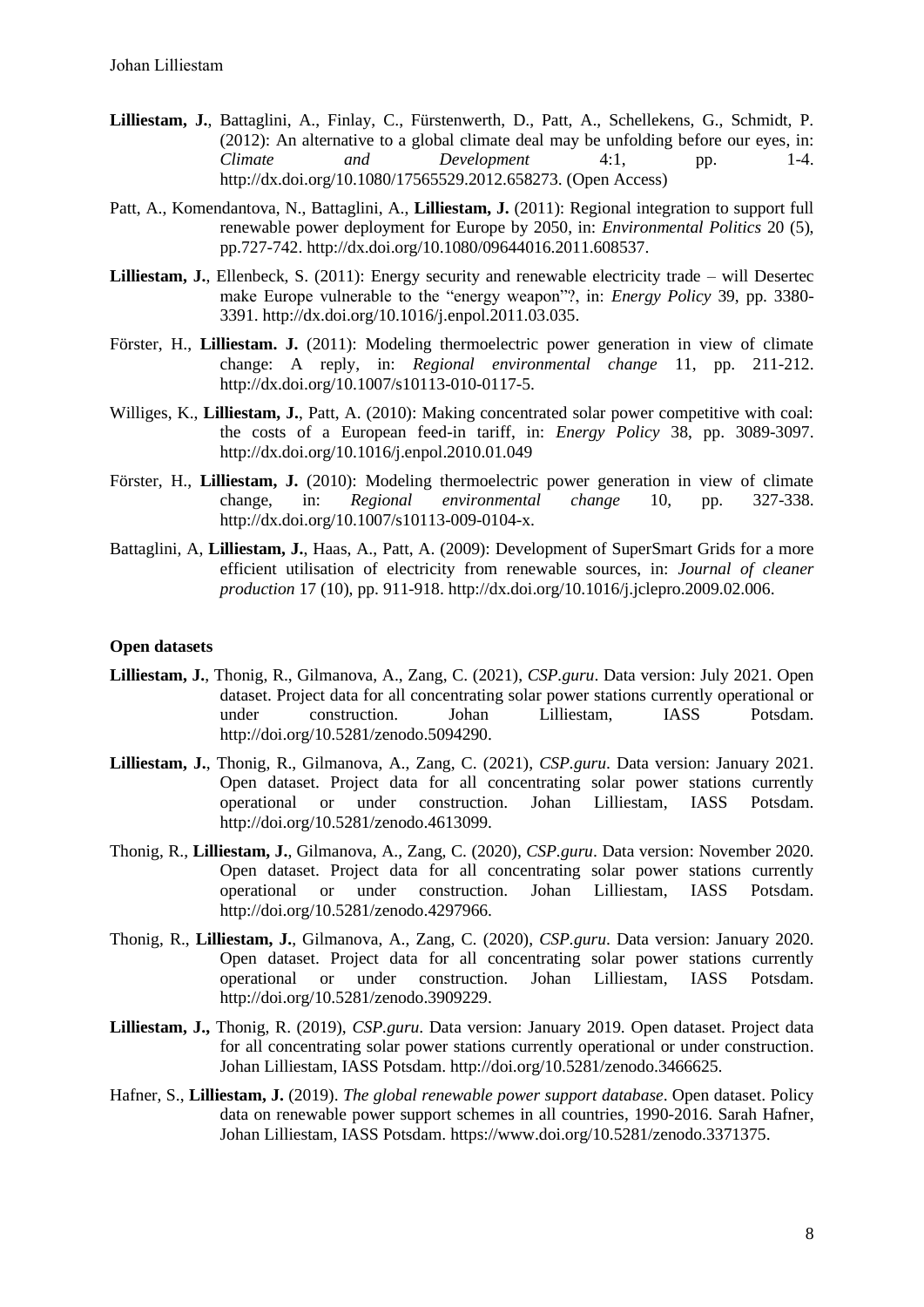**Lilliestam, J.**, Battaglini, A., Finlay, C., Fürstenwerth, D., Patt, A., Schellekens, G., Schmidt, P. (2012): An alternative to a global climate deal may be unfolding before our eyes, in: *Climate and Development* 4:1, pp. 1-4. http://dx.doi.org/10.1080/17565529.2012.658273. (Open Access)

Patt, A., Komendantova, N., Battaglini, A., **Lilliestam, J.** (2011): Regional integration to support full renewable power deployment for Europe by 2050, in: *Environmental Politics* 20 (5), pp.727-742. http://dx.doi.org/10.1080/09644016.2011.608537.

**Lilliestam, J.**, Ellenbeck, S. (2011): Energy security and renewable electricity trade – will Desertec make Europe vulnerable to the "energy weapon"?, in: *Energy Policy* 39, pp. 3380-3391. http://dx.doi.org/10.1016/j.enpol.2011.03.035.

Förster, H., **Lilliestam. J.** (2011): Modeling thermoelectric power generation in view of climate change: A reply, in: *Regional environmental change* 11, pp. 211-212. http://dx.doi.org/10.1007/s10113-010-0117-5.

Williges, K., **Lilliestam, J.**, Patt, A. (2010): Making concentrated solar power competitive with coal: the costs of a European feed-in tariff, in: *Energy Policy* 38, pp. 3089-3097. http://dx.doi.org/10.1016/j.enpol.2010.01.049

Förster, H., **Lilliestam, J.** (2010): Modeling thermoelectric power generation in view of climate change, in: *Regional environmental change* 10, pp. 327-338. http://dx.doi.org/10.1007/s10113-009-0104-x.

Battaglini, A, **Lilliestam, J.**, Haas, A., Patt, A. (2009): Development of SuperSmart Grids for a more efficient utilisation of electricity from renewable sources, in: *Journal of cleaner production* 17 (10), pp. 911-918. http://dx.doi.org/10.1016/j.jclepro.2009.02.006.

### Open datasets

**Lilliestam, J.**, Thonig, R., Gilmanova, A., Zang, C. (2021), *CSP.guru*. Data version: July 2021. Open dataset. Project data for all concentrating solar power stations currently operational or under construction. Johan Lilliestam, IASS Potsdam. http://doi.org/10.5281/zenodo.5094290.

**Lilliestam, J.**, Thonig, R., Gilmanova, A., Zang, C. (2021), *CSP.guru*. Data version: January 2021. Open dataset. Project data for all concentrating solar power stations currently operational or under construction. Johan Lilliestam, IASS Potsdam. http://doi.org/10.5281/zenodo.4613099.

Thonig, R., **Lilliestam, J.**, Gilmanova, A., Zang, C. (2020), *CSP.guru*. Data version: November 2020. Open dataset. Project data for all concentrating solar power stations currently operational or under construction. Johan Lilliestam, IASS Potsdam. http://doi.org/10.5281/zenodo.4297966.

Thonig, R., **Lilliestam, J.**, Gilmanova, A., Zang, C. (2020), *CSP.guru*. Data version: January 2020. Open dataset. Project data for all concentrating solar power stations currently operational or under construction. Johan Lilliestam, IASS Potsdam. http://doi.org/10.5281/zenodo.3909229.

**Lilliestam, J.,** Thonig, R. (2019), *CSP.guru*. Data version: January 2019. Open dataset. Project data for all concentrating solar power stations currently operational or under construction. Johan Lilliestam, IASS Potsdam. http://doi.org/10.5281/zenodo.3466625.

Hafner, S., **Lilliestam, J.** (2019). *The global renewable power support database*. Open dataset. Policy data on renewable power support schemes in all countries, 1990-2016. Sarah Hafner, Johan Lilliestam, IASS Potsdam. https://www.doi.org/10.5281/zenodo.3371375.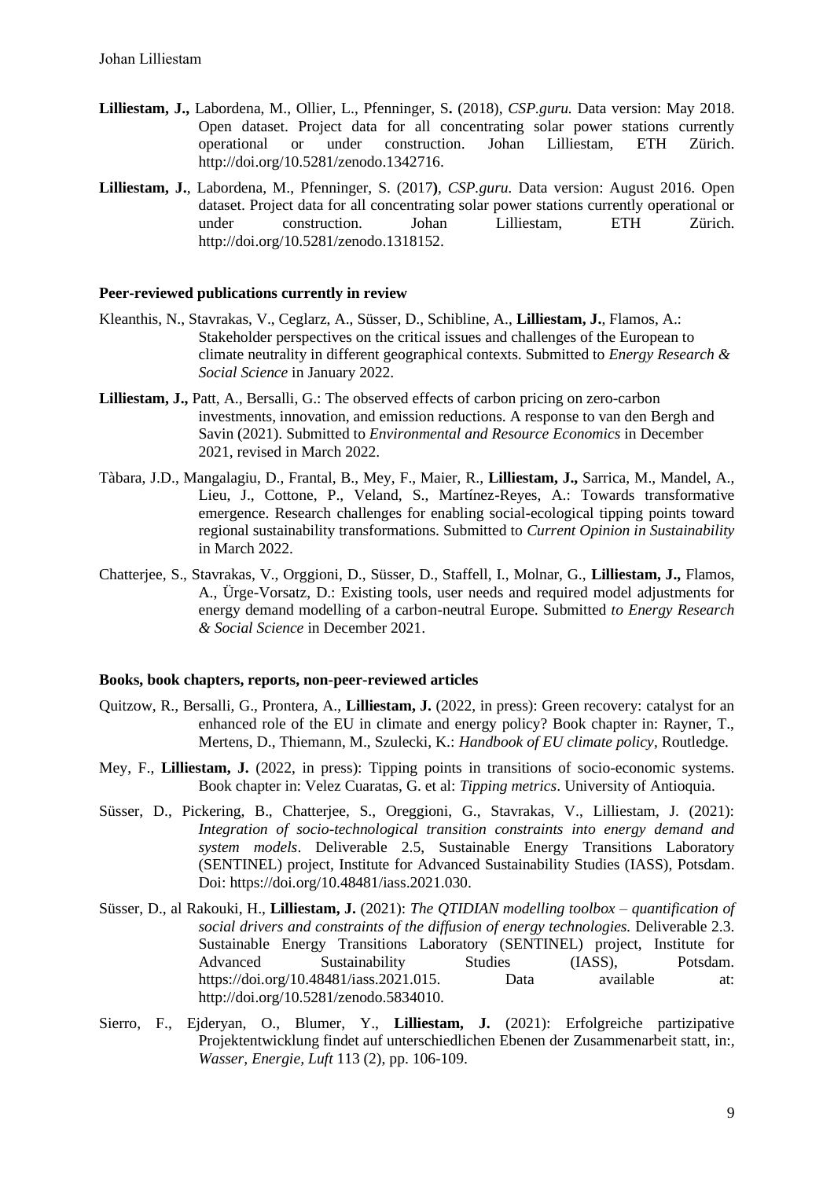**Lilliestam, J.,** Labordena, M., Ollier, L., Pfenninger, S**.** (2018), *CSP.guru.* Data version: May 2018. Open dataset. Project data for all concentrating solar power stations currently operational or under construction. Johan Lilliestam, ETH Zürich. http://doi.org/10.5281/zenodo.1342716.

**Lilliestam, J.**, Labordena, M., Pfenninger, S. (2017**)**, *CSP.guru.* Data version: August 2016. Open dataset. Project data for all concentrating solar power stations currently operational or under construction. Johan Lilliestam, ETH Zürich. http://doi.org/10.5281/zenodo.1318152.

#### Peer-reviewed publications currently in review

Kleanthis, N., Stavrakas, V., Ceglarz, A., Süsser, D., Schibline, A., **Lilliestam, J.**, Flamos, A.: Stakeholder perspectives on the critical issues and challenges of the European to climate neutrality in different geographical contexts. Submitted to *Energy Research & Social Science* in January 2022.

**Lilliestam, J.,** Patt, A., Bersalli, G.: The observed effects of carbon pricing on zero-carbon investments, innovation, and emission reductions. A response to van den Bergh and Savin (2021). Submitted to *Environmental and Resource Economics* in December 2021, revised in March 2022.

Tàbara, J.D., Mangalagiu, D., Frantal, B., Mey, F., Maier, R., **Lilliestam, J.,** Sarrica, M., Mandel, A., Lieu, J., Cottone, P., Veland, S., Martínez-Reyes, A.: Towards transformative emergence. Research challenges for enabling social-ecological tipping points toward regional sustainability transformations. Submitted to *Current Opinion in Sustainability* in March 2022.

Chatterjee, S., Stavrakas, V., Orggioni, D., Süsser, D., Staffell, I., Molnar, G., **Lilliestam, J.,** Flamos, A., Ürge-Vorsatz, D.: Existing tools, user needs and required model adjustments for energy demand modelling of a carbon-neutral Europe. Submitted *to Energy Research & Social Science* in December 2021.

#### Books, book chapters, reports, non-peer-reviewed articles

Quitzow, R., Bersalli, G., Prontera, A., **Lilliestam, J.** (2022, in press): Green recovery: catalyst for an enhanced role of the EU in climate and energy policy? Book chapter in: Rayner, T., Mertens, D., Thiemann, M., Szulecki, K.: *Handbook of EU climate policy*, Routledge.

Mey, F., **Lilliestam, J.** (2022, in press): Tipping points in transitions of socio-economic systems. Book chapter in: Velez Cuaratas, G. et al: *Tipping metrics*. University of Antioquia.

Süsser, D., Pickering, B., Chatterjee, S., Oreggioni, G., Stavrakas, V., Lilliestam, J. (2021): *Integration of socio-technological transition constraints into energy demand and system models*. Deliverable 2.5, Sustainable Energy Transitions Laboratory (SENTINEL) project, Institute for Advanced Sustainability Studies (IASS), Potsdam. Doi: https://doi.org/10.48481/iass.2021.030.

Süsser, D., al Rakouki, H., **Lilliestam, J.** (2021): *The QTIDIAN modelling toolbox – quantification of social drivers and constraints of the diffusion of energy technologies.* Deliverable 2.3. Sustainable Energy Transitions Laboratory (SENTINEL) project, Institute for Advanced Sustainability Studies (IASS), Potsdam. https://doi.org/10.48481/iass.2021.015. Data available at: http://doi.org/10.5281/zenodo.5834010.

Sierro, F., Ejderyan, O., Blumer, Y., **Lilliestam, J.** (2021): Erfolgreiche partizipative Projektentwicklung findet auf unterschiedlichen Ebenen der Zusammenarbeit statt, in:, *Wasser, Energie, Luft* 113 (2), pp. 106-109.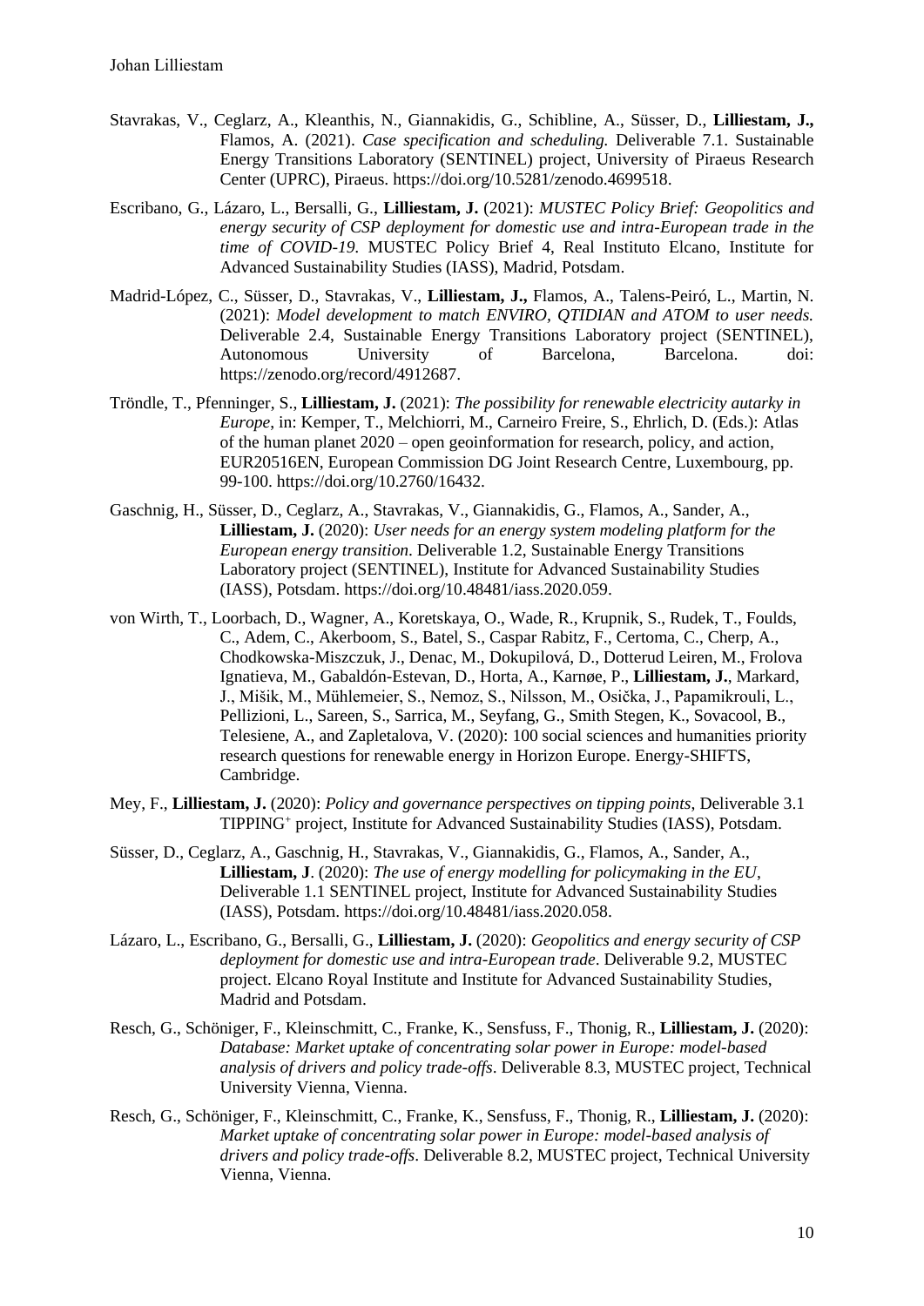Stavrakas, V., Ceglarz, A., Kleanthis, N., Giannakidis, G., Schibline, A., Süsser, D., **Lilliestam, J.,** Flamos, A. (2021). *Case specification and scheduling.* Deliverable 7.1. Sustainable Energy Transitions Laboratory (SENTINEL) project, University of Piraeus Research Center (UPRC), Piraeus. https://doi.org/10.5281/zenodo.4699518.

Escribano, G., Lázaro, L., Bersalli, G., **Lilliestam, J.** (2021): *MUSTEC Policy Brief: Geopolitics and energy security of CSP deployment for domestic use and intra-European trade in the time of COVID-19.* MUSTEC Policy Brief 4, Real Instituto Elcano, Institute for Advanced Sustainability Studies (IASS), Madrid, Potsdam.

Madrid-López, C., Süsser, D., Stavrakas, V., **Lilliestam, J.,** Flamos, A., Talens-Peiró, L., Martin, N. (2021): *Model development to match ENVIRO, QTIDIAN and ATOM to user needs.* Deliverable 2.4, Sustainable Energy Transitions Laboratory project (SENTINEL), Autonomous University of Barcelona, Barcelona. doi: https://zenodo.org/record/4912687.

Tröndle, T., Pfenninger, S., **Lilliestam, J.** (2021): *The possibility for renewable electricity autarky in Europe*, in: Kemper, T., Melchiorri, M., Carneiro Freire, S., Ehrlich, D. (Eds.): Atlas of the human planet 2020 – open geoinformation for research, policy, and action, EUR20516EN, European Commission DG Joint Research Centre, Luxembourg, pp. 99-100. https://doi.org/10.2760/16432.

Gaschnig, H., Süsser, D., Ceglarz, A., Stavrakas, V., Giannakidis, G., Flamos, A., Sander, A., **Lilliestam, J.** (2020): *User needs for an energy system modeling platform for the European energy transition*. Deliverable 1.2, Sustainable Energy Transitions Laboratory project (SENTINEL), Institute for Advanced Sustainability Studies (IASS), Potsdam. https://doi.org/10.48481/iass.2020.059.

von Wirth, T., Loorbach, D., Wagner, A., Koretskaya, O., Wade, R., Krupnik, S., Rudek, T., Foulds, C., Adem, C., Akerboom, S., Batel, S., Caspar Rabitz, F., Certoma, C., Cherp, A., Chodkowska-Miszczuk, J., Denac, M., Dokupilová, D., Dotterud Leiren, M., Frolova Ignatieva, M., Gabaldón-Estevan, D., Horta, A., Karnøe, P., **Lilliestam, J.**, Markard, J., Mišik, M., Mühlemeier, S., Nemoz, S., Nilsson, M., Osička, J., Papamikrouli, L., Pellizioni, L., Sareen, S., Sarrica, M., Seyfang, G., Smith Stegen, K., Sovacool, B., Telesiene, A., and Zapletalova, V. (2020): 100 social sciences and humanities priority research questions for renewable energy in Horizon Europe. Energy-SHIFTS, Cambridge.

Mey, F., **Lilliestam, J.** (2020): *Policy and governance perspectives on tipping points*, Deliverable 3.1 TIPPING+ project, Institute for Advanced Sustainability Studies (IASS), Potsdam.

Süsser, D., Ceglarz, A., Gaschnig, H., Stavrakas, V., Giannakidis, G., Flamos, A., Sander, A., **Lilliestam, J**. (2020): *The use of energy modelling for policymaking in the EU*, Deliverable 1.1 SENTINEL project, Institute for Advanced Sustainability Studies (IASS), Potsdam. https://doi.org/10.48481/iass.2020.058.

Lázaro, L., Escribano, G., Bersalli, G., **Lilliestam, J.** (2020): *Geopolitics and energy security of CSP deployment for domestic use and intra-European trade*. Deliverable 9.2, MUSTEC project. Elcano Royal Institute and Institute for Advanced Sustainability Studies, Madrid and Potsdam.

Resch, G., Schöniger, F., Kleinschmitt, C., Franke, K., Sensfuss, F., Thonig, R., **Lilliestam, J.** (2020): *Database: Market uptake of concentrating solar power in Europe: model-based analysis of drivers and policy trade-offs*. Deliverable 8.3, MUSTEC project, Technical University Vienna, Vienna.

Resch, G., Schöniger, F., Kleinschmitt, C., Franke, K., Sensfuss, F., Thonig, R., **Lilliestam, J.** (2020): *Market uptake of concentrating solar power in Europe: model-based analysis of drivers and policy trade-offs*. Deliverable 8.2, MUSTEC project, Technical University Vienna, Vienna.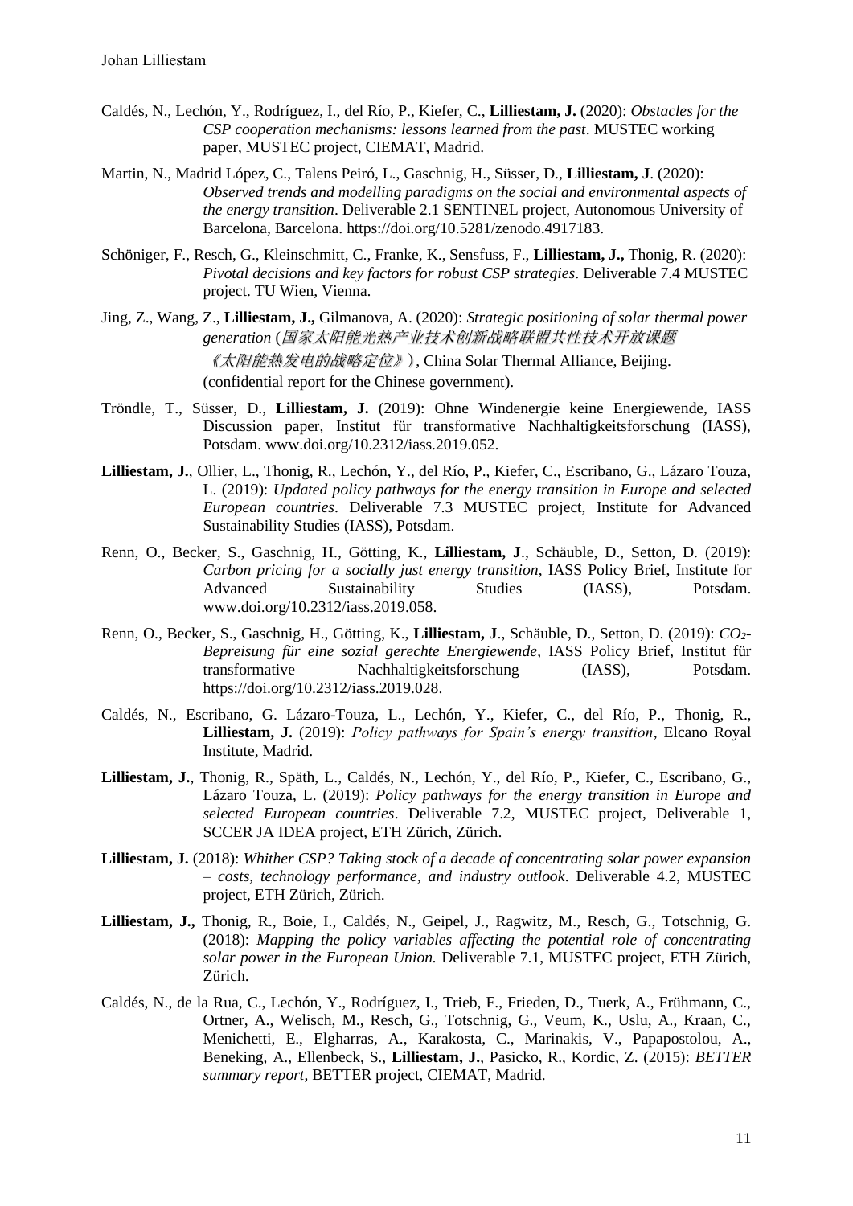Caldés, N., Lechón, Y., Rodríguez, I., del Río, P., Kiefer, C., **Lilliestam, J.** (2020): *Obstacles for the CSP cooperation mechanisms: lessons learned from the past*. MUSTEC working paper, MUSTEC project, CIEMAT, Madrid.

Martin, N., Madrid López, C., Talens Peiró, L., Gaschnig, H., Süsser, D., **Lilliestam, J**. (2020): *Observed trends and modelling paradigms on the social and environmental aspects of the energy transition*. Deliverable 2.1 SENTINEL project, Autonomous University of Barcelona, Barcelona. https://doi.org/10.5281/zenodo.4917183.

Schöniger, F., Resch, G., Kleinschmitt, C., Franke, K., Sensfuss, F., **Lilliestam, J.,** Thonig, R. (2020): *Pivotal decisions and key factors for robust CSP strategies*. Deliverable 7.4 MUSTEC project. TU Wien, Vienna.

Jing, Z., Wang, Z., **Lilliestam, J.,** Gilmanova, A. (2020): *Strategic positioning of solar thermal power generation* (*国家太阳能光热产业技术创新战略联盟共性技术开放课题《太阳能热发电的战略定位》*), China Solar Thermal Alliance, Beijing. (confidential report for the Chinese government).

Tröndle, T., Süsser, D., **Lilliestam, J.** (2019): Ohne Windenergie keine Energiewende, IASS Discussion paper, Institut für transformative Nachhaltigkeitsforschung (IASS), Potsdam. www.doi.org/10.2312/iass.2019.052.

**Lilliestam, J.**, Ollier, L., Thonig, R., Lechón, Y., del Río, P., Kiefer, C., Escribano, G., Lázaro Touza, L. (2019): *Updated policy pathways for the energy transition in Europe and selected European countries*. Deliverable 7.3 MUSTEC project, Institute for Advanced Sustainability Studies (IASS), Potsdam.

Renn, O., Becker, S., Gaschnig, H., Götting, K., **Lilliestam, J**., Schäuble, D., Setton, D. (2019): *Carbon pricing for a socially just energy transition*, IASS Policy Brief, Institute for Advanced Sustainability Studies (IASS), Potsdam. www.doi.org/10.2312/iass.2019.058.

Renn, O., Becker, S., Gaschnig, H., Götting, K., **Lilliestam, J**., Schäuble, D., Setton, D. (2019): *$CO_2$-Bepreisung für eine sozial gerechte Energiewende*, IASS Policy Brief, Institut für transformative Nachhaltigkeitsforschung (IASS), Potsdam. https://doi.org/10.2312/iass.2019.028.

Caldés, N., Escribano, G. Lázaro-Touza, L., Lechón, Y., Kiefer, C., del Río, P., Thonig, R., **Lilliestam, J.** (2019): *Policy pathways for Spain's energy transition*, Elcano Royal Institute, Madrid.

**Lilliestam, J.**, Thonig, R., Späth, L., Caldés, N., Lechón, Y., del Río, P., Kiefer, C., Escribano, G., Lázaro Touza, L. (2019): *Policy pathways for the energy transition in Europe and selected European countries*. Deliverable 7.2, MUSTEC project, Deliverable 1, SCCER JA IDEA project, ETH Zürich, Zürich.

**Lilliestam, J.** (2018): *Whither CSP? Taking stock of a decade of concentrating solar power expansion – costs, technology performance, and industry outlook*. Deliverable 4.2, MUSTEC project, ETH Zürich, Zürich.

**Lilliestam, J.,** Thonig, R., Boie, I., Caldés, N., Geipel, J., Ragwitz, M., Resch, G., Totschnig, G. (2018): *Mapping the policy variables affecting the potential role of concentrating solar power in the European Union.* Deliverable 7.1, MUSTEC project, ETH Zürich, Zürich.

Caldés, N., de la Rua, C., Lechón, Y., Rodríguez, I., Trieb, F., Frieden, D., Tuerk, A., Frühmann, C., Ortner, A., Welisch, M., Resch, G., Totschnig, G., Veum, K., Uslu, A., Kraan, C., Menichetti, E., Elgharras, A., Karakosta, C., Marinakis, V., Papapostolou, A., Beneking, A., Ellenbeck, S., **Lilliestam, J.**, Pasicko, R., Kordic, Z. (2015): *BETTER summary report*, BETTER project, CIEMAT, Madrid.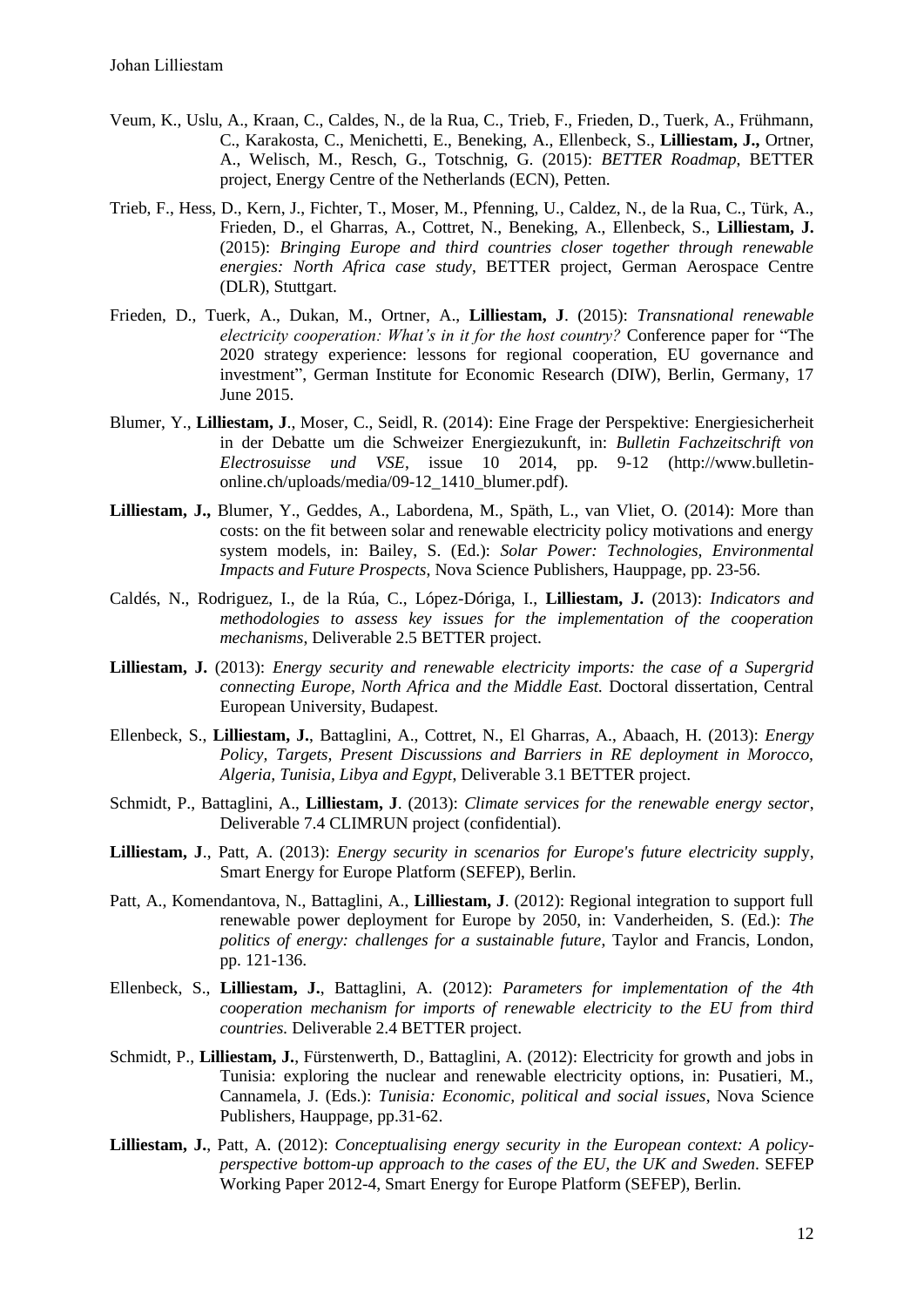Veum, K., Uslu, A., Kraan, C., Caldes, N., de la Rua, C., Trieb, F., Frieden, D., Tuerk, A., Frühmann, C., Karakosta, C., Menichetti, E., Beneking, A., Ellenbeck, S., **Lilliestam, J.,** Ortner, A., Welisch, M., Resch, G., Totschnig, G. (2015): *BETTER Roadmap*, BETTER project, Energy Centre of the Netherlands (ECN), Petten.

Trieb, F., Hess, D., Kern, J., Fichter, T., Moser, M., Pfenning, U., Caldez, N., de la Rua, C., Türk, A., Frieden, D., el Gharras, A., Cottret, N., Beneking, A., Ellenbeck, S., **Lilliestam, J.** (2015): *Bringing Europe and third countries closer together through renewable energies: North Africa case study*, BETTER project, German Aerospace Centre (DLR), Stuttgart.

Frieden, D., Tuerk, A., Dukan, M., Ortner, A., **Lilliestam, J**. (2015): *Transnational renewable electricity cooperation: What's in it for the host country?* Conference paper for "The 2020 strategy experience: lessons for regional cooperation, EU governance and investment", German Institute for Economic Research (DIW), Berlin, Germany, 17 June 2015.

Blumer, Y., **Lilliestam, J**., Moser, C., Seidl, R. (2014): Eine Frage der Perspektive: Energiesicherheit in der Debatte um die Schweizer Energiezukunft, in: *Bulletin Fachzeitschrift von Electrosuisse und VSE*, issue 10 2014, pp. 9-12 (http://www.bulletin-online.ch/uploads/media/09-12_1410_blumer.pdf).

**Lilliestam, J.,** Blumer, Y., Geddes, A., Labordena, M., Späth, L., van Vliet, O. (2014): More than costs: on the fit between solar and renewable electricity policy motivations and energy system models, in: Bailey, S. (Ed.): *Solar Power: Technologies, Environmental Impacts and Future Prospects*, Nova Science Publishers, Hauppage, pp. 23-56.

Caldés, N., Rodriguez, I., de la Rúa, C., López-Dóriga, I., **Lilliestam, J.** (2013): *Indicators and methodologies to assess key issues for the implementation of the cooperation mechanisms*, Deliverable 2.5 BETTER project.

**Lilliestam, J.** (2013): *Energy security and renewable electricity imports: the case of a Supergrid connecting Europe, North Africa and the Middle East.* Doctoral dissertation, Central European University, Budapest.

Ellenbeck, S., **Lilliestam, J.**, Battaglini, A., Cottret, N., El Gharras, A., Abaach, H. (2013): *Energy Policy, Targets, Present Discussions and Barriers in RE deployment in Morocco, Algeria, Tunisia, Libya and Egypt*, Deliverable 3.1 BETTER project.

Schmidt, P., Battaglini, A., **Lilliestam, J**. (2013): *Climate services for the renewable energy sector*, Deliverable 7.4 CLIMRUN project (confidential).

**Lilliestam, J**., Patt, A. (2013): *Energy security in scenarios for Europe's future electricity suppl*y, Smart Energy for Europe Platform (SEFEP), Berlin.

Patt, A., Komendantova, N., Battaglini, A., **Lilliestam, J**. (2012): Regional integration to support full renewable power deployment for Europe by 2050, in: Vanderheiden, S. (Ed.): *The politics of energy: challenges for a sustainable future*, Taylor and Francis, London, pp. 121-136.

Ellenbeck, S., **Lilliestam, J.**, Battaglini, A. (2012): *Parameters for implementation of the 4th cooperation mechanism for imports of renewable electricity to the EU from third countries.* Deliverable 2.4 BETTER project.

Schmidt, P., **Lilliestam, J.**, Fürstenwerth, D., Battaglini, A. (2012): Electricity for growth and jobs in Tunisia: exploring the nuclear and renewable electricity options, in: Pusatieri, M., Cannamela, J. (Eds.): *Tunisia: Economic, political and social issues*, Nova Science Publishers, Hauppage, pp.31-62.

**Lilliestam, J.**, Patt, A. (2012): *Conceptualising energy security in the European context: A policy-perspective bottom-up approach to the cases of the EU, the UK and Sweden*. SEFEP Working Paper 2012-4, Smart Energy for Europe Platform (SEFEP), Berlin.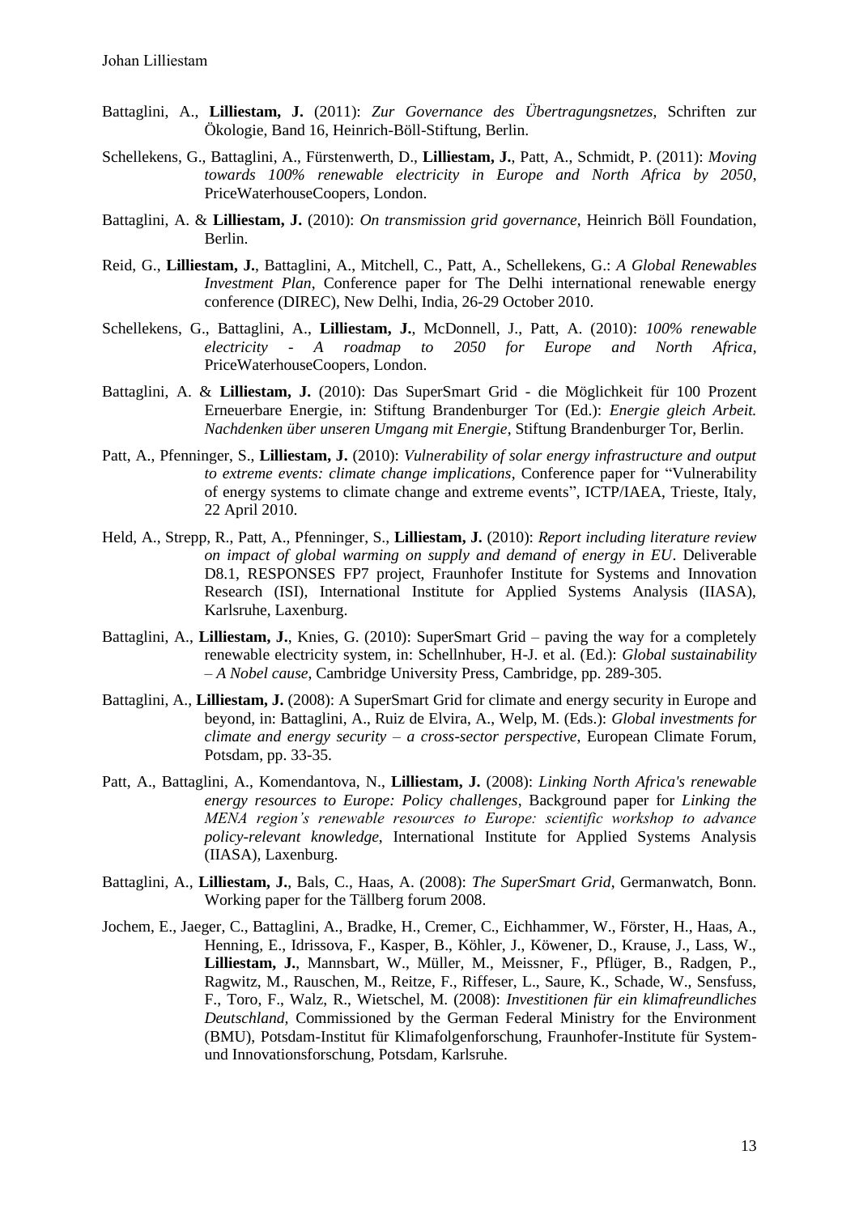Battaglini, A., **Lilliestam, J.** (2011): *Zur Governance des Übertragungsnetzes*, Schriften zur Ökologie, Band 16, Heinrich-Böll-Stiftung, Berlin.

Schellekens, G., Battaglini, A., Fürstenwerth, D., **Lilliestam, J.**, Patt, A., Schmidt, P. (2011): *Moving towards 100% renewable electricity in Europe and North Africa by 2050*, PriceWaterhouseCoopers, London.

Battaglini, A. & **Lilliestam, J.** (2010): *On transmission grid governance*, Heinrich Böll Foundation, Berlin.

Reid, G., **Lilliestam, J.**, Battaglini, A., Mitchell, C., Patt, A., Schellekens, G.: *A Global Renewables Investment Plan*, Conference paper for The Delhi international renewable energy conference (DIREC), New Delhi, India, 26-29 October 2010.

Schellekens, G., Battaglini, A., **Lilliestam, J.**, McDonnell, J., Patt, A. (2010): *100% renewable electricity - A roadmap to 2050 for Europe and North Africa*, PriceWaterhouseCoopers, London.

Battaglini, A. & **Lilliestam, J.** (2010): Das SuperSmart Grid - die Möglichkeit für 100 Prozent Erneuerbare Energie, in: Stiftung Brandenburger Tor (Ed.): *Energie gleich Arbeit. Nachdenken über unseren Umgang mit Energie*, Stiftung Brandenburger Tor, Berlin.

Patt, A., Pfenninger, S., **Lilliestam, J.** (2010): *Vulnerability of solar energy infrastructure and output to extreme events: climate change implications*, Conference paper for "Vulnerability of energy systems to climate change and extreme events", ICTP/IAEA, Trieste, Italy, 22 April 2010.

Held, A., Strepp, R., Patt, A., Pfenninger, S., **Lilliestam, J.** (2010): *Report including literature review on impact of global warming on supply and demand of energy in EU*. Deliverable D8.1, RESPONSES FP7 project, Fraunhofer Institute for Systems and Innovation Research (ISI), International Institute for Applied Systems Analysis (IIASA), Karlsruhe, Laxenburg.

Battaglini, A., **Lilliestam, J.**, Knies, G. (2010): SuperSmart Grid – paving the way for a completely renewable electricity system, in: Schellnhuber, H-J. et al. (Ed.): *Global sustainability – A Nobel cause*, Cambridge University Press, Cambridge, pp. 289-305.

Battaglini, A., **Lilliestam, J.** (2008): A SuperSmart Grid for climate and energy security in Europe and beyond, in: Battaglini, A., Ruiz de Elvira, A., Welp, M. (Eds.): *Global investments for climate and energy security – a cross-sector perspective*, European Climate Forum, Potsdam, pp. 33-35.

Patt, A., Battaglini, A., Komendantova, N., **Lilliestam, J.** (2008): *Linking North Africa's renewable energy resources to Europe: Policy challenges*, Background paper for *Linking the MENA region's renewable resources to Europe: scientific workshop to advance policy-relevant knowledge*, International Institute for Applied Systems Analysis (IIASA), Laxenburg.

Battaglini, A., **Lilliestam, J.**, Bals, C., Haas, A. (2008): *The SuperSmart Grid*, Germanwatch, Bonn. Working paper for the Tällberg forum 2008.

Jochem, E., Jaeger, C., Battaglini, A., Bradke, H., Cremer, C., Eichhammer, W., Förster, H., Haas, A., Henning, E., Idrissova, F., Kasper, B., Köhler, J., Köwener, D., Krause, J., Lass, W., **Lilliestam, J.**, Mannsbart, W., Müller, M., Meissner, F., Pflüger, B., Radgen, P., Ragwitz, M., Rauschen, M., Reitze, F., Riffeser, L., Saure, K., Schade, W., Sensfuss, F., Toro, F., Walz, R., Wietschel, M. (2008): *Investitionen für ein klimafreundliches Deutschland*, Commissioned by the German Federal Ministry for the Environment (BMU), Potsdam-Institut für Klimafolgenforschung, Fraunhofer-Institute für System- und Innovationsforschung, Potsdam, Karlsruhe.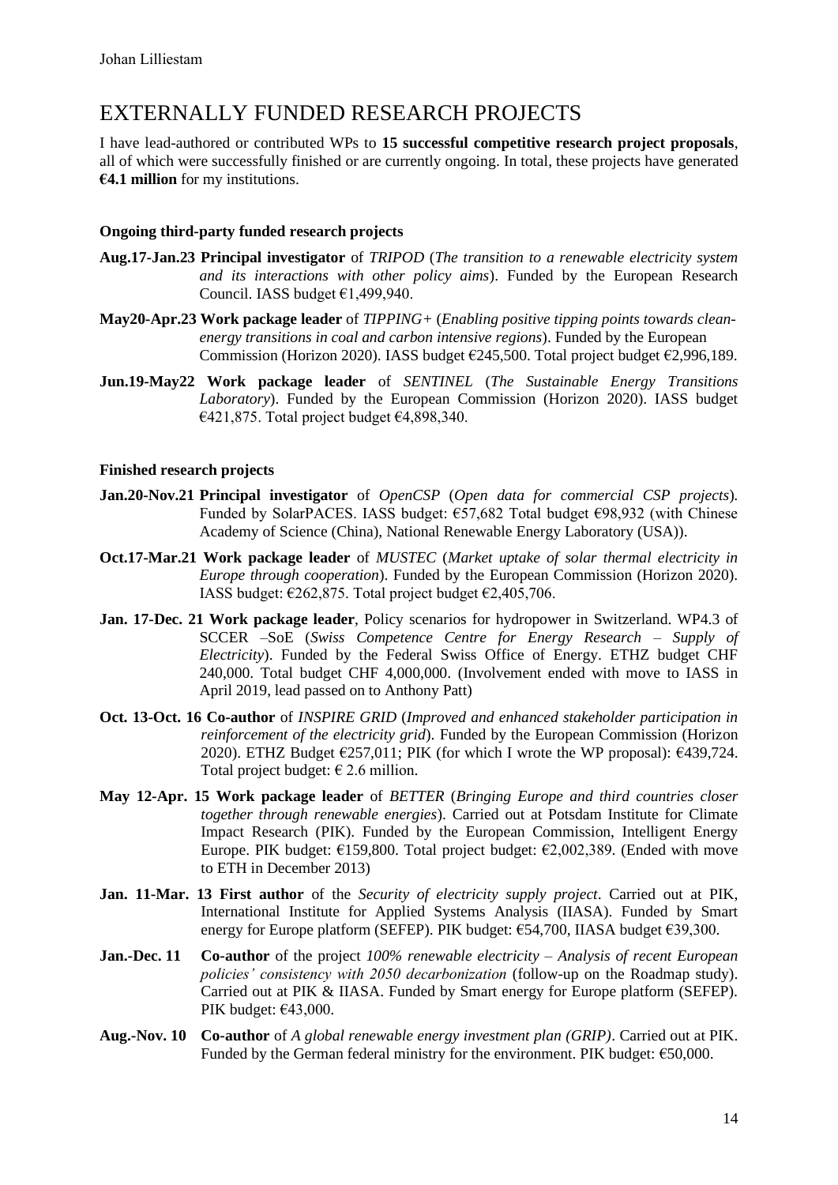# EXTERNALLY FUNDED RESEARCH PROJECTS

I have lead-authored or contributed WPs to **15 successful competitive research project proposals**, all of which were successfully finished or are currently ongoing. In total, these projects have generated **€4.1 million** for my institutions.

**Ongoing third-party funded research projects**

**Aug.17-Jan.23 Principal investigator** of *TRIPOD* (*The transition to a renewable electricity system and its interactions with other policy aims*). Funded by the European Research Council. IASS budget €1,499,940.

**May20-Apr.23 Work package leader** of *TIPPING+* (*Enabling positive tipping points towards clean-energy transitions in coal and carbon intensive regions*). Funded by the European Commission (Horizon 2020). IASS budget €245,500. Total project budget €2,996,189.

**Jun.19-May22 Work package leader** of *SENTINEL* (*The Sustainable Energy Transitions Laboratory*). Funded by the European Commission (Horizon 2020). IASS budget €421,875. Total project budget €4,898,340.

**Finished research projects**

**Jan.20-Nov.21 Principal investigator** of *OpenCSP* (*Open data for commercial CSP projects*). Funded by SolarPACES. IASS budget: €57,682 Total budget €98,932 (with Chinese Academy of Science (China), National Renewable Energy Laboratory (USA)).

**Oct.17-Mar.21 Work package leader** of *MUSTEC* (*Market uptake of solar thermal electricity in Europe through cooperation*). Funded by the European Commission (Horizon 2020). IASS budget: €262,875. Total project budget €2,405,706.

**Jan. 17-Dec. 21 Work package leader**, Policy scenarios for hydropower in Switzerland. WP4.3 of SCCER –SoE (*Swiss Competence Centre for Energy Research – Supply of Electricity*). Funded by the Federal Swiss Office of Energy. ETHZ budget CHF 240,000. Total budget CHF 4,000,000. (Involvement ended with move to IASS in April 2019, lead passed on to Anthony Patt)

**Oct. 13-Oct. 16 Co-author** of *INSPIRE GRID* (*Improved and enhanced stakeholder participation in reinforcement of the electricity grid*). Funded by the European Commission (Horizon 2020). ETHZ Budget €257,011; PIK (for which I wrote the WP proposal): €439,724. Total project budget: € 2.6 million.

**May 12-Apr. 15 Work package leader** of *BETTER* (*Bringing Europe and third countries closer together through renewable energies*). Carried out at Potsdam Institute for Climate Impact Research (PIK). Funded by the European Commission, Intelligent Energy Europe. PIK budget: €159,800. Total project budget: €2,002,389. (Ended with move to ETH in December 2013)

**Jan. 11-Mar. 13 First author** of the *Security of electricity supply project*. Carried out at PIK, International Institute for Applied Systems Analysis (IIASA). Funded by Smart energy for Europe platform (SEFEP). PIK budget: €54,700, IIASA budget €39,300.

**Jan.-Dec. 11 Co-author** of the project *100% renewable electricity – Analysis of recent European policies' consistency with 2050 decarbonization* (follow-up on the Roadmap study). Carried out at PIK & IIASA. Funded by Smart energy for Europe platform (SEFEP). PIK budget: €43,000.

**Aug.-Nov. 10 Co-author** of *A global renewable energy investment plan (GRIP)*. Carried out at PIK. Funded by the German federal ministry for the environment. PIK budget: €50,000.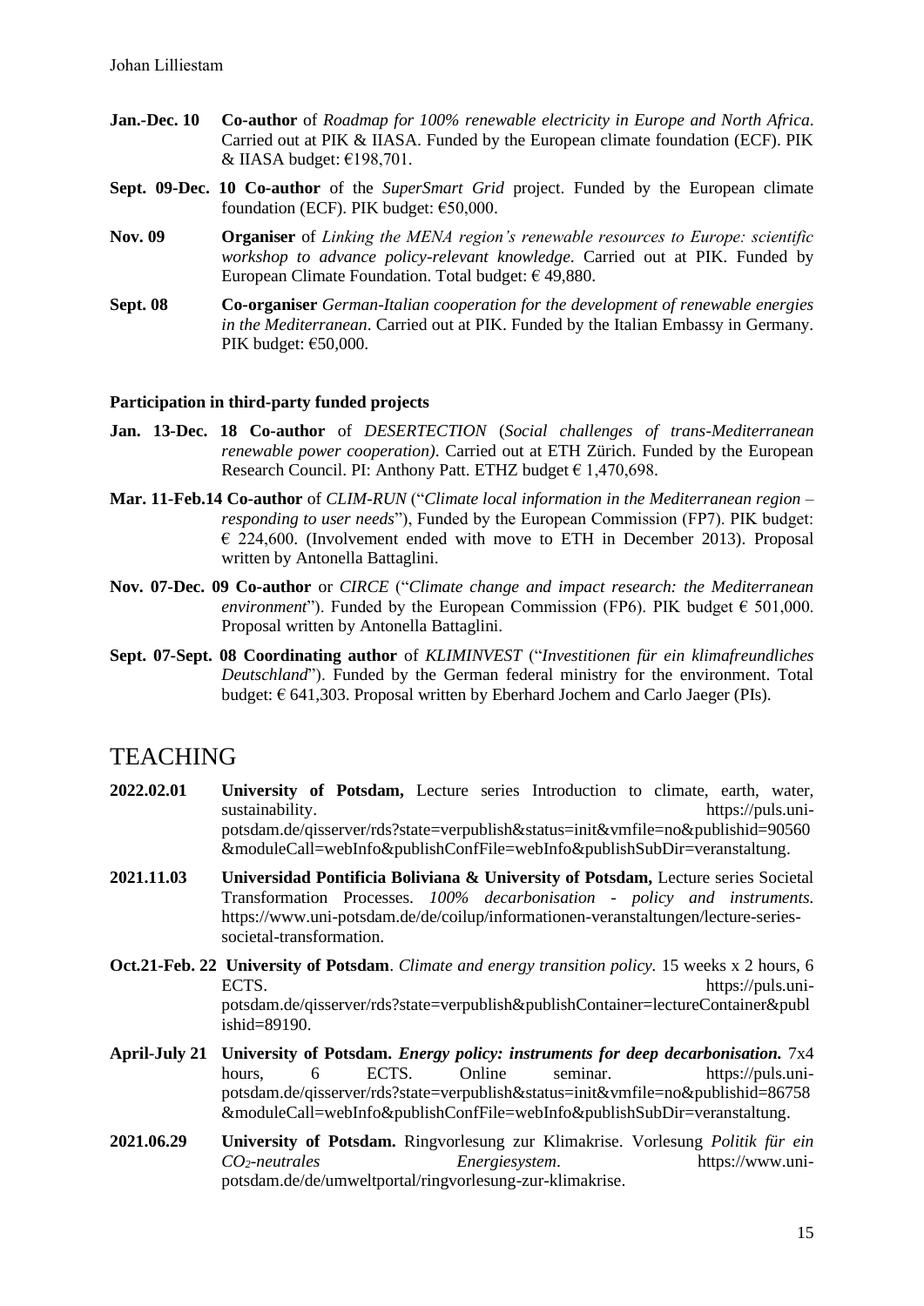**Jan.-Dec. 10** **Co-author** of *Roadmap for 100% renewable electricity in Europe and North Africa*. Carried out at PIK & IIASA. Funded by the European climate foundation (ECF). PIK & IIASA budget: €198,701.

**Sept. 09-Dec. 10** **Co-author** of the *SuperSmart Grid* project. Funded by the European climate foundation (ECF). PIK budget: €50,000.

**Nov. 09** **Organiser** of *Linking the MENA region's renewable resources to Europe: scientific workshop to advance policy-relevant knowledge*. Carried out at PIK. Funded by European Climate Foundation. Total budget: € 49,880.

**Sept. 08** **Co-organiser** *German-Italian cooperation for the development of renewable energies in the Mediterranean*. Carried out at PIK. Funded by the Italian Embassy in Germany. PIK budget: €50,000.

#### Participation in third-party funded projects

**Jan. 13-Dec. 18** **Co-author** of *DESERTECTION* (*Social challenges of trans-Mediterranean renewable power cooperation)*. Carried out at ETH Zürich. Funded by the European Research Council. PI: Anthony Patt. ETHZ budget € 1,470,698.

**Mar. 11-Feb.14** **Co-author** of *CLIM-RUN* ("*Climate local information in the Mediterranean region – responding to user needs*"), Funded by the European Commission (FP7). PIK budget: € 224,600. (Involvement ended with move to ETH in December 2013). Proposal written by Antonella Battaglini.

**Nov. 07-Dec. 09** **Co-author** or *CIRCE* ("*Climate change and impact research: the Mediterranean environment*"). Funded by the European Commission (FP6). PIK budget € 501,000. Proposal written by Antonella Battaglini.

**Sept. 07-Sept. 08** **Coordinating author** of *KLIMINVEST* ("*Investitionen für ein klimafreundliches Deutschland*"). Funded by the German federal ministry for the environment. Total budget: € 641,303. Proposal written by Eberhard Jochem and Carlo Jaeger (PIs).

## TEACHING

**2022.02.01** **University of Potsdam,** Lecture series Introduction to climate, earth, water, sustainability. https://puls.uni-potsdam.de/qisserver/rds?state=verpublish&status=init&vmfile=no&publishid=90560&moduleCall=webInfo&publishConfFile=webInfo&publishSubDir=veranstaltung.

**2021.11.03** **Universidad Pontificia Boliviana & University of Potsdam,** Lecture series Societal Transformation Processes. *100% decarbonisation - policy and instruments.* https://www.uni-potsdam.de/de/coilup/informationen-veranstaltungen/lecture-series-societal-transformation.

**Oct.21-Feb. 22** **University of Potsdam**. *Climate and energy transition policy.* 15 weeks x 2 hours, 6 ECTS. https://puls.uni-potsdam.de/qisserver/rds?state=verpublish&publishContainer=lectureContainer&publishid=89190.

**April-July 21** **University of Potsdam.** ***Energy policy: instruments for deep decarbonisation.*** 7x4 hours, 6 ECTS. Online seminar. https://puls.uni-potsdam.de/qisserver/rds?state=verpublish&status=init&vmfile=no&publishid=86758&moduleCall=webInfo&publishConfFile=webInfo&publishSubDir=veranstaltung.

**2021.06.29** **University of Potsdam.** Ringvorlesung zur Klimakrise. Vorlesung *Politik für ein $CO_2$-neutrales Energiesystem*. https://www.uni-potsdam.de/de/umweltportal/ringvorlesung-zur-klimakrise.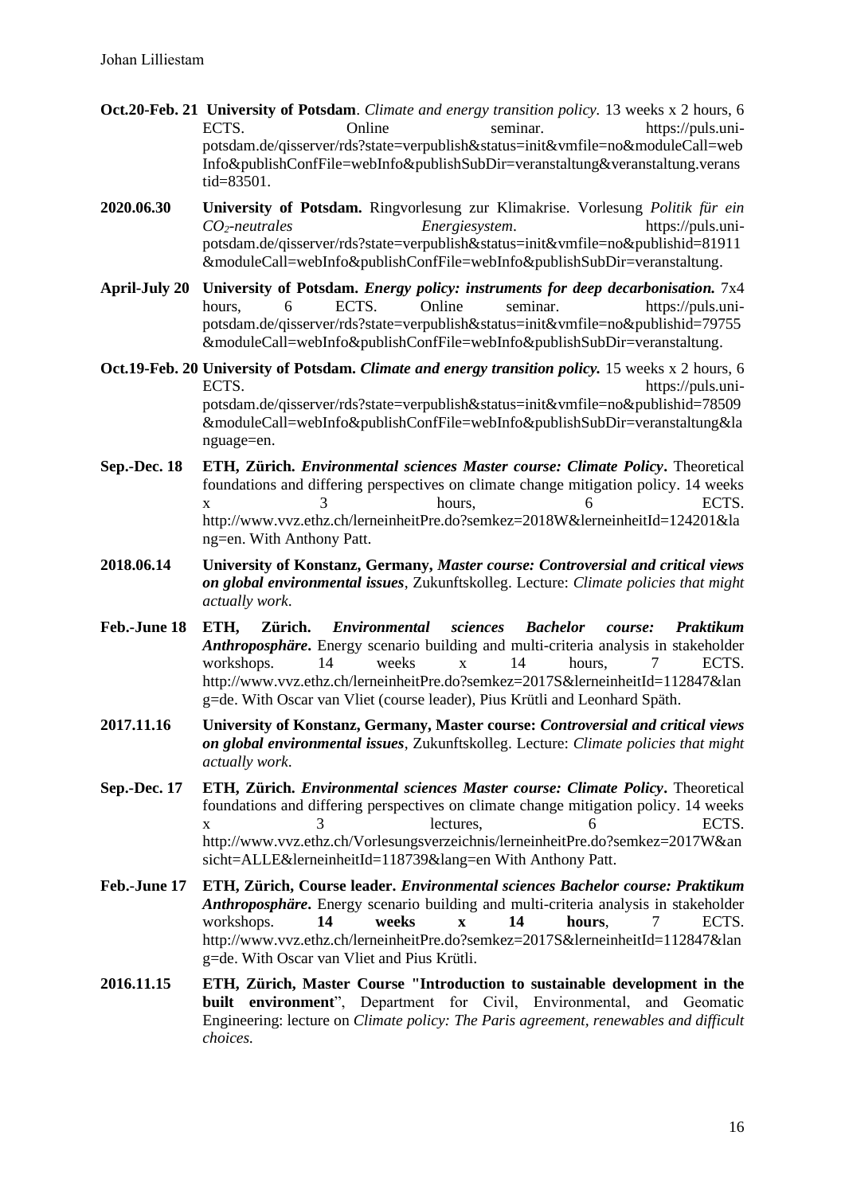**Oct.20-Feb. 21** **University of Potsdam**. *Climate and energy transition policy.* 13 weeks x 2 hours, 6 ECTS. Online seminar. https://puls.uni-potsdam.de/qisserver/rds?state=verpublish&status=init&vmfile=no&moduleCall=webInfo&publishConfFile=webInfo&publishSubDir=veranstaltung&veranstaltung.veranstid=83501.

**2020.06.30** **University of Potsdam.** Ringvorlesung zur Klimakrise. Vorlesung *Politik für ein $CO_2$-neutrales Energiesystem*. https://puls.uni-potsdam.de/qisserver/rds?state=verpublish&status=init&vmfile=no&publishid=81911&moduleCall=webInfo&publishConfFile=webInfo&publishSubDir=veranstaltung.

**April-July 20** **University of Potsdam.** ***Energy policy: instruments for deep decarbonisation.*** 7x4 hours, 6 ECTS. Online seminar. https://puls.uni-potsdam.de/qisserver/rds?state=verpublish&status=init&vmfile=no&publishid=79755&moduleCall=webInfo&publishConfFile=webInfo&publishSubDir=veranstaltung.

**Oct.19-Feb. 20** **University of Potsdam.** ***Climate and energy transition policy.*** 15 weeks x 2 hours, 6 ECTS. https://puls.uni-potsdam.de/qisserver/rds?state=verpublish&status=init&vmfile=no&publishid=78509&moduleCall=webInfo&publishConfFile=webInfo&publishSubDir=veranstaltung&language=en.

**Sep.-Dec. 18** **ETH, Zürich.** ***Environmental sciences Master course: Climate Policy*****.** Theoretical foundations and differing perspectives on climate change mitigation policy. 14 weeks x 3 hours, 6 ECTS. http://www.vvz.ethz.ch/lerneinheitPre.do?semkez=2018W&lerneinheitId=124201&lang=en. With Anthony Patt.

**2018.06.14** **University of Konstanz, Germany,** ***Master course: Controversial and critical views on global environmental issues***, Zukunftskolleg. Lecture: *Climate policies that might actually work*.

**Feb.-June 18** **ETH, Zürich.** ***Environmental sciences Bachelor course: Praktikum Anthroposphäre*****.** Energy scenario building and multi-criteria analysis in stakeholder workshops. 14 weeks x 14 hours, 7 ECTS. http://www.vvz.ethz.ch/lerneinheitPre.do?semkez=2017S&lerneinheitId=112847&lang=de. With Oscar van Vliet (course leader), Pius Krütli and Leonhard Späth.

**2017.11.16** **University of Konstanz, Germany, Master course:** ***Controversial and critical views on global environmental issues***, Zukunftskolleg. Lecture: *Climate policies that might actually work*.

**Sep.-Dec. 17** **ETH, Zürich.** ***Environmental sciences Master course: Climate Policy*****.** Theoretical foundations and differing perspectives on climate change mitigation policy. 14 weeks x 3 lectures, 6 ECTS. http://www.vvz.ethz.ch/Vorlesungsverzeichnis/lerneinheitPre.do?semkez=2017W&ansicht=ALLE&lerneinheitId=118739&lang=en With Anthony Patt.

**Feb.-June 17** **ETH, Zürich, Course leader.** ***Environmental sciences Bachelor course: Praktikum Anthroposphäre*****.** Energy scenario building and multi-criteria analysis in stakeholder workshops. **14 weeks x 14 hours**, 7 ECTS. http://www.vvz.ethz.ch/lerneinheitPre.do?semkez=2017S&lerneinheitId=112847&lang=de. With Oscar van Vliet and Pius Krütli.

**2016.11.15** **ETH, Zürich, Master Course "Introduction to sustainable development in the built environment**", Department for Civil, Environmental, and Geomatic Engineering: lecture on *Climate policy: The Paris agreement, renewables and difficult choices.*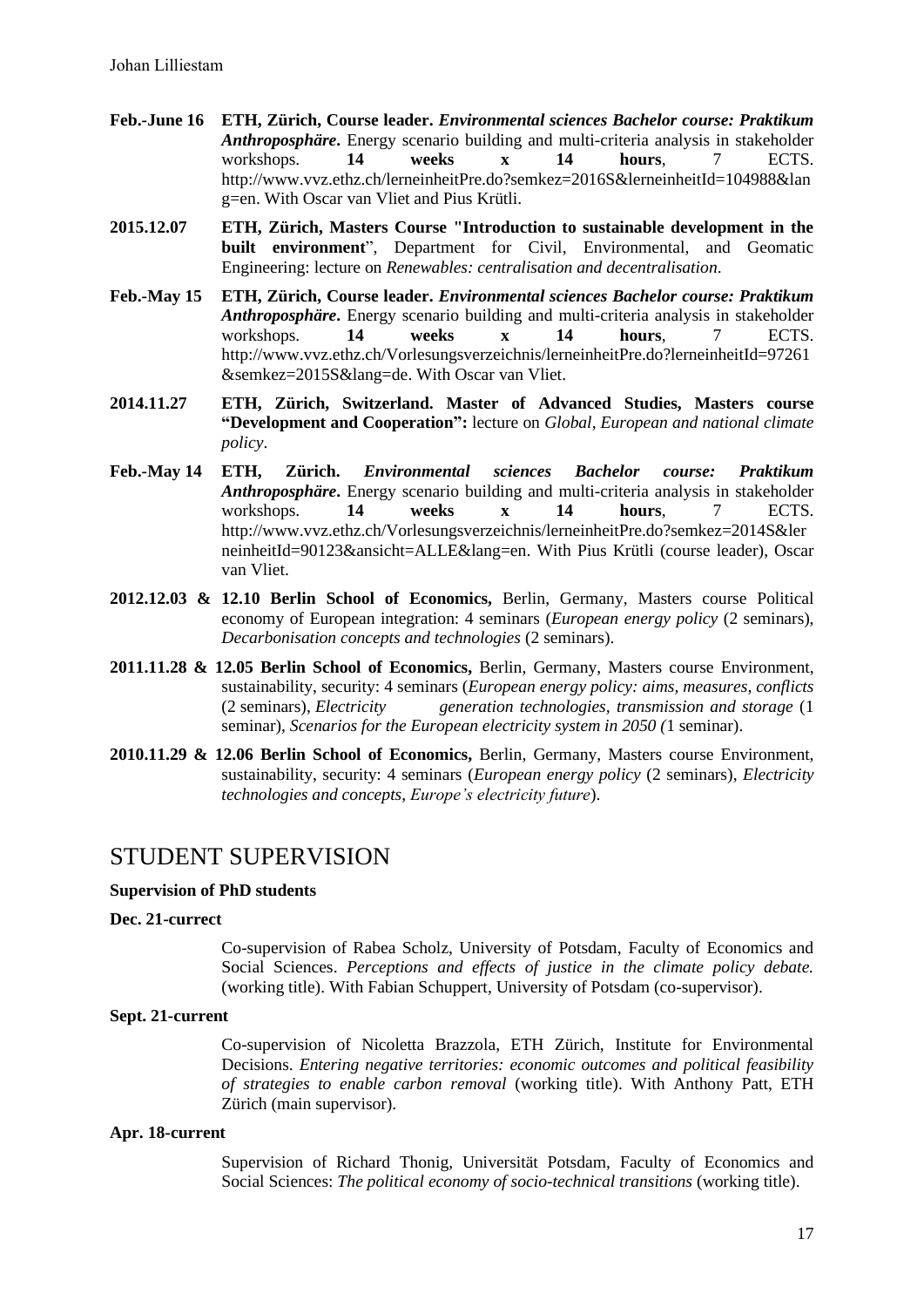**Feb.-June 16** **ETH, Zürich, Course leader.** ***Environmental sciences Bachelor course: Praktikum Anthroposphäre***. Energy scenario building and multi-criteria analysis in stakeholder workshops. **14 weeks x 14 hours**, 7 ECTS. http://www.vvz.ethz.ch/lerneinheitPre.do?semkez=2016S&lerneinheitId=104988&lang=en. With Oscar van Vliet and Pius Krütli.

**2015.12.07** **ETH, Zürich, Masters Course "Introduction to sustainable development in the built environment**", Department for Civil, Environmental, and Geomatic Engineering: lecture on *Renewables: centralisation and decentralisation*.

**Feb.-May 15** **ETH, Zürich, Course leader.** ***Environmental sciences Bachelor course: Praktikum Anthroposphäre***. Energy scenario building and multi-criteria analysis in stakeholder workshops. **14 weeks x 14 hours**, 7 ECTS. http://www.vvz.ethz.ch/Vorlesungsverzeichnis/lerneinheitPre.do?lerneinheitId=97261&semkez=2015S&lang=de. With Oscar van Vliet.

**2014.11.27** **ETH, Zürich, Switzerland. Master of Advanced Studies, Masters course "Development and Cooperation":** lecture on *Global, European and national climate policy*.

**Feb.-May 14** **ETH, Zürich.** ***Environmental sciences Bachelor course: Praktikum Anthroposphäre***. Energy scenario building and multi-criteria analysis in stakeholder workshops. **14 weeks x 14 hours**, 7 ECTS. http://www.vvz.ethz.ch/Vorlesungsverzeichnis/lerneinheitPre.do?semkez=2014S&lerneinheitId=90123&ansicht=ALLE&lang=en. With Pius Krütli (course leader), Oscar van Vliet.

**2012.12.03 & 12.10 Berlin School of Economics,** Berlin, Germany, Masters course Political economy of European integration: 4 seminars (*European energy policy* (2 seminars), *Decarbonisation concepts and technologies* (2 seminars).

**2011.11.28 & 12.05 Berlin School of Economics,** Berlin, Germany, Masters course Environment, sustainability, security: 4 seminars (*European energy policy: aims, measures, conflicts* (2 seminars), *Electricity generation technologies, transmission and storage* (1 seminar), *Scenarios for the European electricity system in 2050 (*1 seminar).

**2010.11.29 & 12.06 Berlin School of Economics,** Berlin, Germany, Masters course Environment, sustainability, security: 4 seminars (*European energy policy* (2 seminars), *Electricity technologies and concepts*, *Europe's electricity future*).

# STUDENT SUPERVISION

**Supervision of PhD students**

**Dec. 21-currect**

Co-supervision of Rabea Scholz, University of Potsdam, Faculty of Economics and Social Sciences. *Perceptions and effects of justice in the climate policy debate.* (working title). With Fabian Schuppert, University of Potsdam (co-supervisor).

**Sept. 21-current**

Co-supervision of Nicoletta Brazzola, ETH Zürich, Institute for Environmental Decisions. *Entering negative territories: economic outcomes and political feasibility of strategies to enable carbon removal* (working title). With Anthony Patt, ETH Zürich (main supervisor).

**Apr. 18-current**

Supervision of Richard Thonig, Universität Potsdam, Faculty of Economics and Social Sciences: *The political economy of socio-technical transitions* (working title).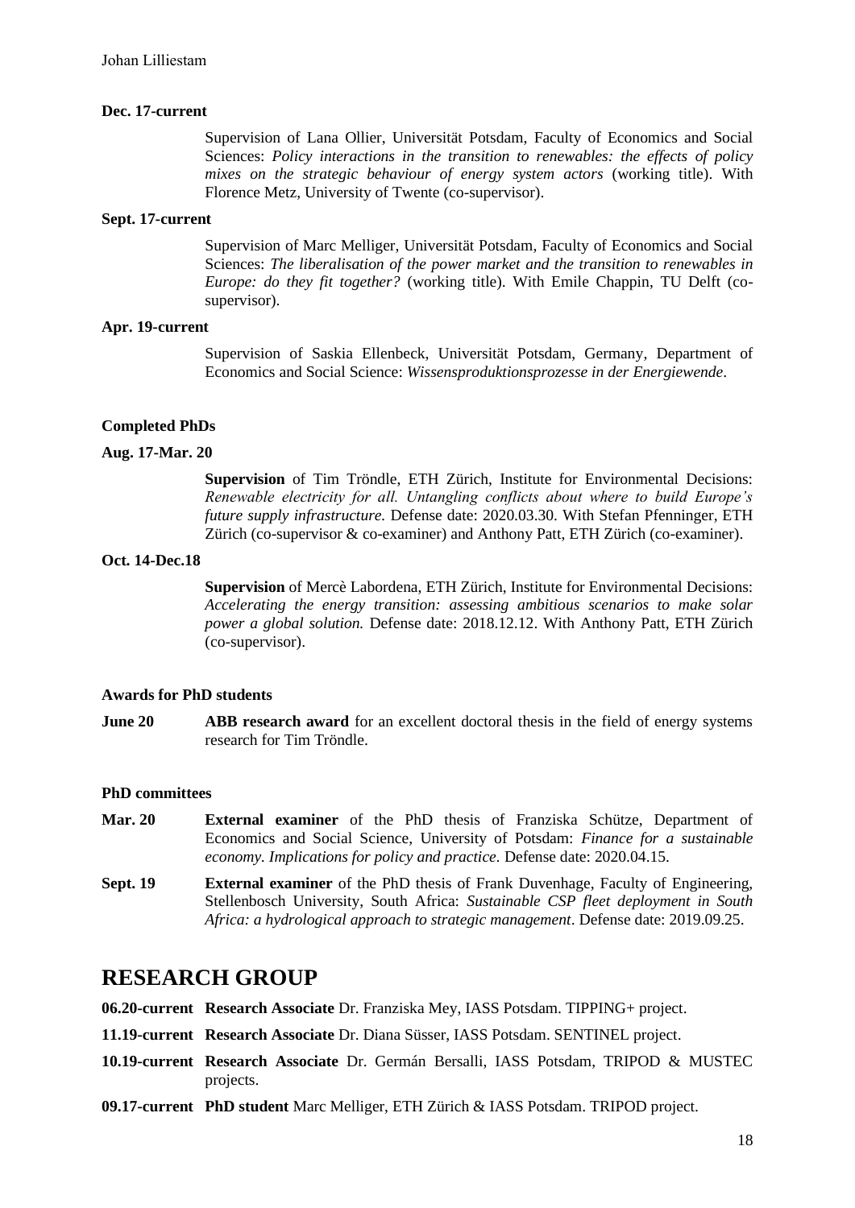**Dec. 17-current**

Supervision of Lana Ollier, Universität Potsdam, Faculty of Economics and Social Sciences: *Policy interactions in the transition to renewables: the effects of policy mixes on the strategic behaviour of energy system actors* (working title). With Florence Metz, University of Twente (co-supervisor).

**Sept. 17-current**

Supervision of Marc Melliger, Universität Potsdam, Faculty of Economics and Social Sciences: *The liberalisation of the power market and the transition to renewables in Europe: do they fit together?* (working title). With Emile Chappin, TU Delft (co-supervisor).

**Apr. 19-current**

Supervision of Saskia Ellenbeck, Universität Potsdam, Germany, Department of Economics and Social Science: *Wissensproduktionsprozesse in der Energiewende*.

**Completed PhDs**

**Aug. 17-Mar. 20**

**Supervision** of Tim Tröndle, ETH Zürich, Institute for Environmental Decisions: *Renewable electricity for all. Untangling conflicts about where to build Europe's future supply infrastructure.* Defense date: 2020.03.30. With Stefan Pfenninger, ETH Zürich (co-supervisor & co-examiner) and Anthony Patt, ETH Zürich (co-examiner).

**Oct. 14-Dec.18**

**Supervision** of Mercè Labordena, ETH Zürich, Institute for Environmental Decisions: *Accelerating the energy transition: assessing ambitious scenarios to make solar power a global solution.* Defense date: 2018.12.12. With Anthony Patt, ETH Zürich (co-supervisor).

**Awards for PhD students**

**June 20** **ABB research award** for an excellent doctoral thesis in the field of energy systems research for Tim Tröndle.

**PhD committees**

**Mar. 20** **External examiner** of the PhD thesis of Franziska Schütze, Department of Economics and Social Science, University of Potsdam: *Finance for a sustainable economy. Implications for policy and practice.* Defense date: 2020.04.15.

**Sept. 19** **External examiner** of the PhD thesis of Frank Duvenhage, Faculty of Engineering, Stellenbosch University, South Africa: *Sustainable CSP fleet deployment in South Africa: a hydrological approach to strategic management*. Defense date: 2019.09.25.

# RESEARCH GROUP

**06.20-current** **Research Associate** Dr. Franziska Mey, IASS Potsdam. TIPPING+ project.

**11.19-current** **Research Associate** Dr. Diana Süsser, IASS Potsdam. SENTINEL project.

**10.19-current** **Research Associate** Dr. Germán Bersalli, IASS Potsdam, TRIPOD & MUSTEC projects.

**09.17-current** **PhD student** Marc Melliger, ETH Zürich & IASS Potsdam. TRIPOD project.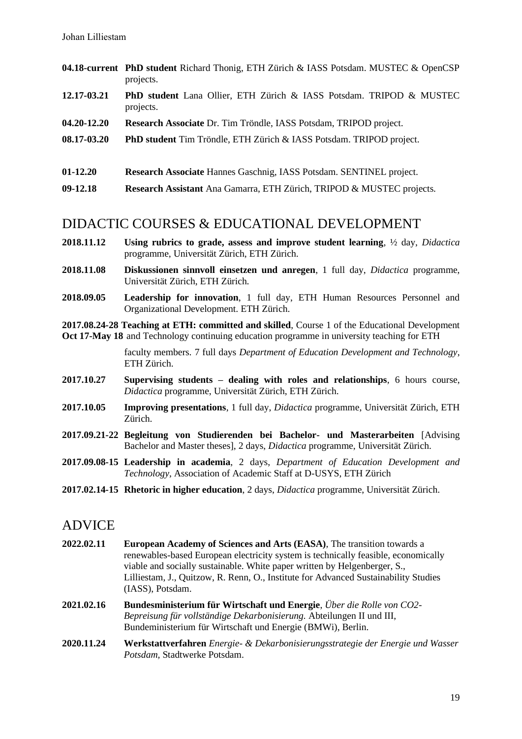**04.18-current** **PhD student** Richard Thonig, ETH Zürich & IASS Potsdam. MUSTEC & OpenCSP projects.

**12.17-03.21** **PhD student** Lana Ollier, ETH Zürich & IASS Potsdam. TRIPOD & MUSTEC projects.

**04.20-12.20** **Research Associate** Dr. Tim Tröndle, IASS Potsdam, TRIPOD project.

**08.17-03.20** **PhD student** Tim Tröndle, ETH Zürich & IASS Potsdam. TRIPOD project.

**01-12.20** **Research Associate** Hannes Gaschnig, IASS Potsdam. SENTINEL project.

**09-12.18** **Research Assistant** Ana Gamarra, ETH Zürich, TRIPOD & MUSTEC projects.

## DIDACTIC COURSES & EDUCATIONAL DEVELOPMENT

**2018.11.12** **Using rubrics to grade, assess and improve student learning**, ½ day, *Didactica* programme, Universität Zürich, ETH Zürich.

**2018.11.08** **Diskussionen sinnvoll einsetzen und anregen**, 1 full day, *Didactica* programme, Universität Zürich, ETH Zürich.

**2018.09.05** **Leadership for innovation**, 1 full day, ETH Human Resources Personnel and Organizational Development. ETH Zürich.

**2017.08.24-28** **Teaching at ETH: committed and skilled**, Course 1 of the Educational Development
**Oct 17-May 18** and Technology continuing education programme in university teaching for ETH faculty members. 7 full days *Department of Education Development and Technology*, ETH Zürich.

**2017.10.27** **Supervising students – dealing with roles and relationships**, 6 hours course, *Didactica* programme, Universität Zürich, ETH Zürich.

**2017.10.05** **Improving presentations**, 1 full day, *Didactica* programme, Universität Zürich, ETH Zürich.

**2017.09.21-22** **Begleitung von Studierenden bei Bachelor- und Masterarbeiten** [Advising Bachelor and Master theses], 2 days, *Didactica* programme, Universität Zürich.

**2017.09.08-15** **Leadership in academia**, 2 days, *Department of Education Development and Technology*, Association of Academic Staff at D-USYS, ETH Zürich

**2017.02.14-15** **Rhetoric in higher education**, 2 days, *Didactica* programme, Universität Zürich.

## ADVICE

**2022.02.11** **European Academy of Sciences and Arts (EASA)**, The transition towards a renewables-based European electricity system is technically feasible, economically viable and socially sustainable. White paper written by Helgenberger, S., Lilliestam, J., Quitzow, R. Renn, O., Institute for Advanced Sustainability Studies (IASS), Potsdam.

**2021.02.16** **Bundesministerium für Wirtschaft und Energie**, *Über die Rolle von CO2-Bepreisung für vollständige Dekarbonisierung.* Abteilungen II und III, Bundeministerium für Wirtschaft und Energie (BMWi), Berlin.

**2020.11.24** **Werkstattverfahren** *Energie- & Dekarbonisierungsstrategie der Energie und Wasser Potsdam*, Stadtwerke Potsdam.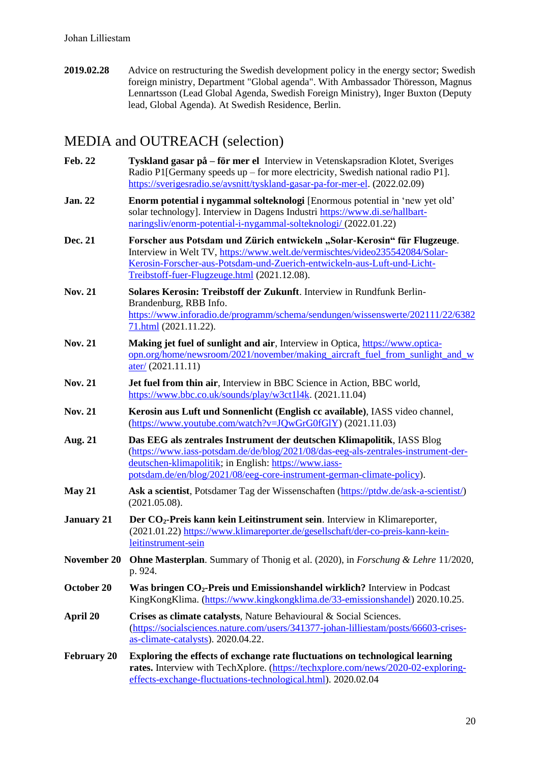**2019.02.28** Advice on restructuring the Swedish development policy in the energy sector; Swedish foreign ministry, Department "Global agenda". With Ambassador Thöresson, Magnus Lennartsson (Lead Global Agenda, Swedish Foreign Ministry), Inger Buxton (Deputy lead, Global Agenda). At Swedish Residence, Berlin.

# MEDIA and OUTREACH (selection)

**Feb. 22** **Tyskland gasar på – för mer el** Interview in Vetenskapsradion Klotet, Sveriges Radio P1[Germany speeds up – for more electricity, Swedish national radio P1]. https://sverigesradio.se/avsnitt/tyskland-gasar-pa-for-mer-el. (2022.02.09)

**Jan. 22** **Enorm potential i nygammal solteknologi** [Enormous potential in 'new yet old' solar technology]. Interview in Dagens Industri https://www.di.se/hallbart-naringsliv/enorm-potential-i-nygammal-solteknologi/ (2022.01.22)

**Dec. 21** **Forscher aus Potsdam und Zürich entwickeln „Solar-Kerosin" für Flugzeuge**. Interview in Welt TV, https://www.welt.de/vermischtes/video235542084/Solar-Kerosin-Forscher-aus-Potsdam-und-Zuerich-entwickeln-aus-Luft-und-Licht-Treibstoff-fuer-Flugzeuge.html (2021.12.08).

**Nov. 21** **Solares Kerosin: Treibstoff der Zukunft**. Interview in Rundfunk Berlin-Brandenburg, RBB Info. https://www.inforadio.de/programm/schema/sendungen/wissenswerte/202111/22/638271.html (2021.11.22).

**Nov. 21** **Making jet fuel of sunlight and air**, Interview in Optica, https://www.optica-opn.org/home/newsroom/2021/november/making_aircraft_fuel_from_sunlight_and_water/ (2021.11.11)

**Nov. 21** **Jet fuel from thin air**, Interview in BBC Science in Action, BBC world, https://www.bbc.co.uk/sounds/play/w3ct1l4k. (2021.11.04)

**Nov. 21** **Kerosin aus Luft und Sonnenlicht (English cc available)**, IASS video channel, (https://www.youtube.com/watch?v=JQwGrG0fGlY) (2021.11.03)

**Aug. 21** **Das EEG als zentrales Instrument der deutschen Klimapolitik**, IASS Blog (https://www.iass-potsdam.de/de/blog/2021/08/das-eeg-als-zentrales-instrument-der-deutschen-klimapolitik; in English: https://www.iass-potsdam.de/en/blog/2021/08/eeg-core-instrument-german-climate-policy).

**May 21** **Ask a scientist**, Potsdamer Tag der Wissenschaften (https://ptdw.de/ask-a-scientist/) (2021.05.08).

**January 21** **Der $CO_2$-Preis kann kein Leitinstrument sein**. Interview in Klimareporter, (2021.01.22) https://www.klimareporter.de/gesellschaft/der-co-preis-kann-kein-leitinstrument-sein

**November 20** **Ohne Masterplan**. Summary of Thonig et al. (2020), in *Forschung & Lehre* 11/2020, p. 924.

**October 20** **Was bringen $CO_2$-Preis und Emissionshandel wirklich?** Interview in Podcast KingKongKlima. (https://www.kingkongklima.de/33-emissionshandel) 2020.10.25.

**April 20** **Crises as climate catalysts**, Nature Behavioural & Social Sciences. (https://socialsciences.nature.com/users/341377-johan-lilliestam/posts/66603-crises-as-climate-catalysts). 2020.04.22.

**February 20** **Exploring the effects of exchange rate fluctuations on technological learning rates.** Interview with TechXplore. (https://techxplore.com/news/2020-02-exploring-effects-exchange-fluctuations-technological.html). 2020.02.04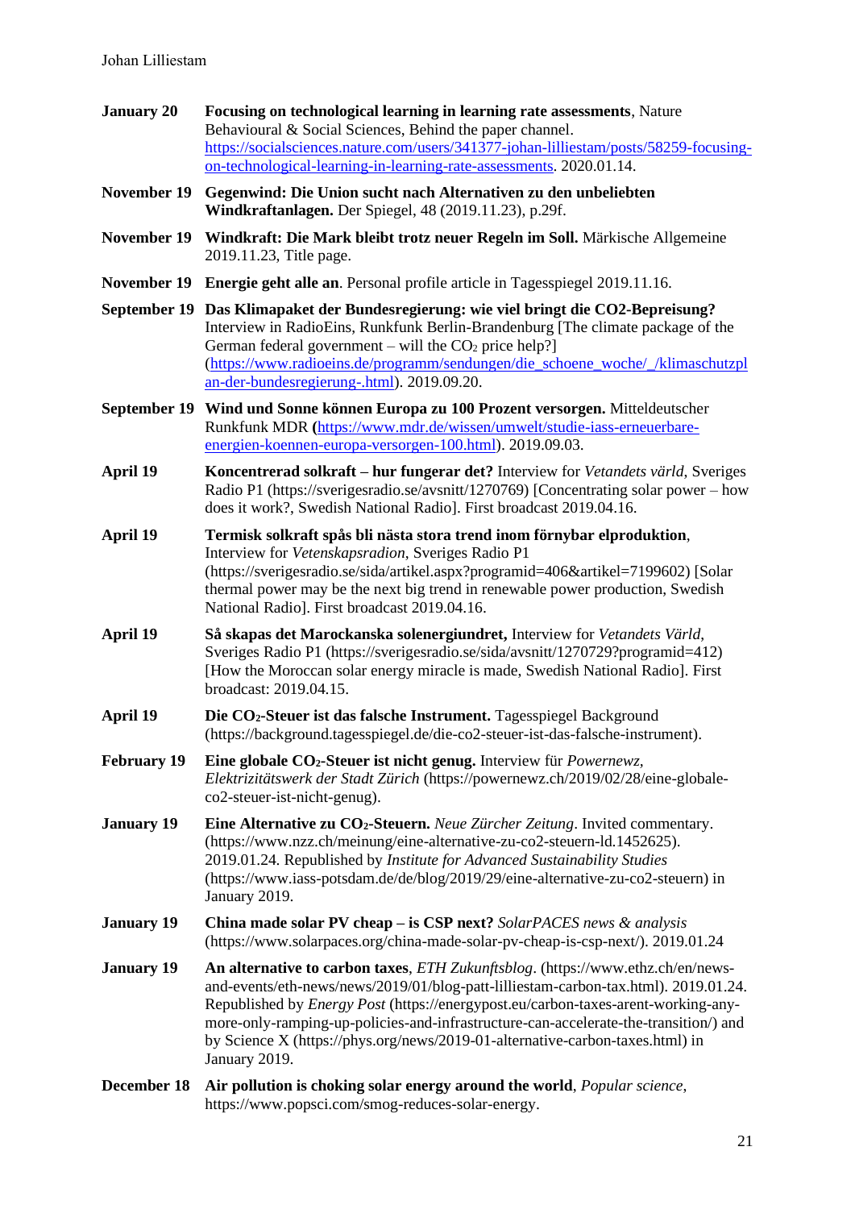**January 20** **Focusing on technological learning in learning rate assessments**, Nature Behavioural & Social Sciences, Behind the paper channel. https://socialsciences.nature.com/users/341377-johan-lilliestam/posts/58259-focusing-on-technological-learning-in-learning-rate-assessments. 2020.01.14.

**November 19** **Gegenwind: Die Union sucht nach Alternativen zu den unbeliebten Windkraftanlagen.** Der Spiegel, 48 (2019.11.23), p.29f.

**November 19** **Windkraft: Die Mark bleibt trotz neuer Regeln im Soll.** Märkische Allgemeine 2019.11.23, Title page.

**November 19** **Energie geht alle an**. Personal profile article in Tagesspiegel 2019.11.16.

**September 19** **Das Klimapaket der Bundesregierung: wie viel bringt die CO2-Bepreisung?** Interview in RadioEins, Runkfunk Berlin-Brandenburg [The climate package of the German federal government – will the $CO_2$ price help?] (https://www.radioeins.de/programm/sendungen/die_schoene_woche/_/klimaschutzplan-der-bundesregierung-.html). 2019.09.20.

**September 19** **Wind und Sonne können Europa zu 100 Prozent versorgen.** Mitteldeutscher Runkfunk MDR **(**https://www.mdr.de/wissen/umwelt/studie-iass-erneuerbare-energien-koennen-europa-versorgen-100.html). 2019.09.03.

**April 19** **Koncentrerad solkraft – hur fungerar det?** Interview for *Vetandets värld*, Sveriges Radio P1 (https://sverigesradio.se/avsnitt/1270769) [Concentrating solar power – how does it work?, Swedish National Radio]. First broadcast 2019.04.16.

**April 19** **Termisk solkraft spås bli nästa stora trend inom förnybar elproduktion**, Interview for *Vetenskapsradion*, Sveriges Radio P1 (https://sverigesradio.se/sida/artikel.aspx?programid=406&artikel=7199602) [Solar thermal power may be the next big trend in renewable power production, Swedish National Radio]. First broadcast 2019.04.16.

**April 19** **Så skapas det Marockanska solenergiundret,** Interview for *Vetandets Värld*, Sveriges Radio P1 (https://sverigesradio.se/sida/avsnitt/1270729?programid=412) [How the Moroccan solar energy miracle is made, Swedish National Radio]. First broadcast: 2019.04.15.

**April 19** **Die $CO_2$-Steuer ist das falsche Instrument.** Tagesspiegel Background (https://background.tagesspiegel.de/die-co2-steuer-ist-das-falsche-instrument).

**February 19** **Eine globale $CO_2$-Steuer ist nicht genug.** Interview für *Powernewz, Elektrizitätswerk der Stadt Zürich* (https://powernewz.ch/2019/02/28/eine-globale-co2-steuer-ist-nicht-genug).

**January 19** **Eine Alternative zu $CO_2$-Steuern.** *Neue Zürcher Zeitung*. Invited commentary. (https://www.nzz.ch/meinung/eine-alternative-zu-co2-steuern-ld.1452625). 2019.01.24. Republished by *Institute for Advanced Sustainability Studies* (https://www.iass-potsdam.de/de/blog/2019/29/eine-alternative-zu-co2-steuern) in January 2019.

**January 19** **China made solar PV cheap – is CSP next?** *SolarPACES news & analysis* (https://www.solarpaces.org/china-made-solar-pv-cheap-is-csp-next/). 2019.01.24

**January 19** **An alternative to carbon taxes**, *ETH Zukunftsblog*. (https://www.ethz.ch/en/news-and-events/eth-news/news/2019/01/blog-patt-lilliestam-carbon-tax.html). 2019.01.24. Republished by *Energy Post* (https://energypost.eu/carbon-taxes-arent-working-any-more-only-ramping-up-policies-and-infrastructure-can-accelerate-the-transition/) and by Science X (https://phys.org/news/2019-01-alternative-carbon-taxes.html) in January 2019.

**December 18** **Air pollution is choking solar energy around the world**, *Popular science*, https://www.popsci.com/smog-reduces-solar-energy.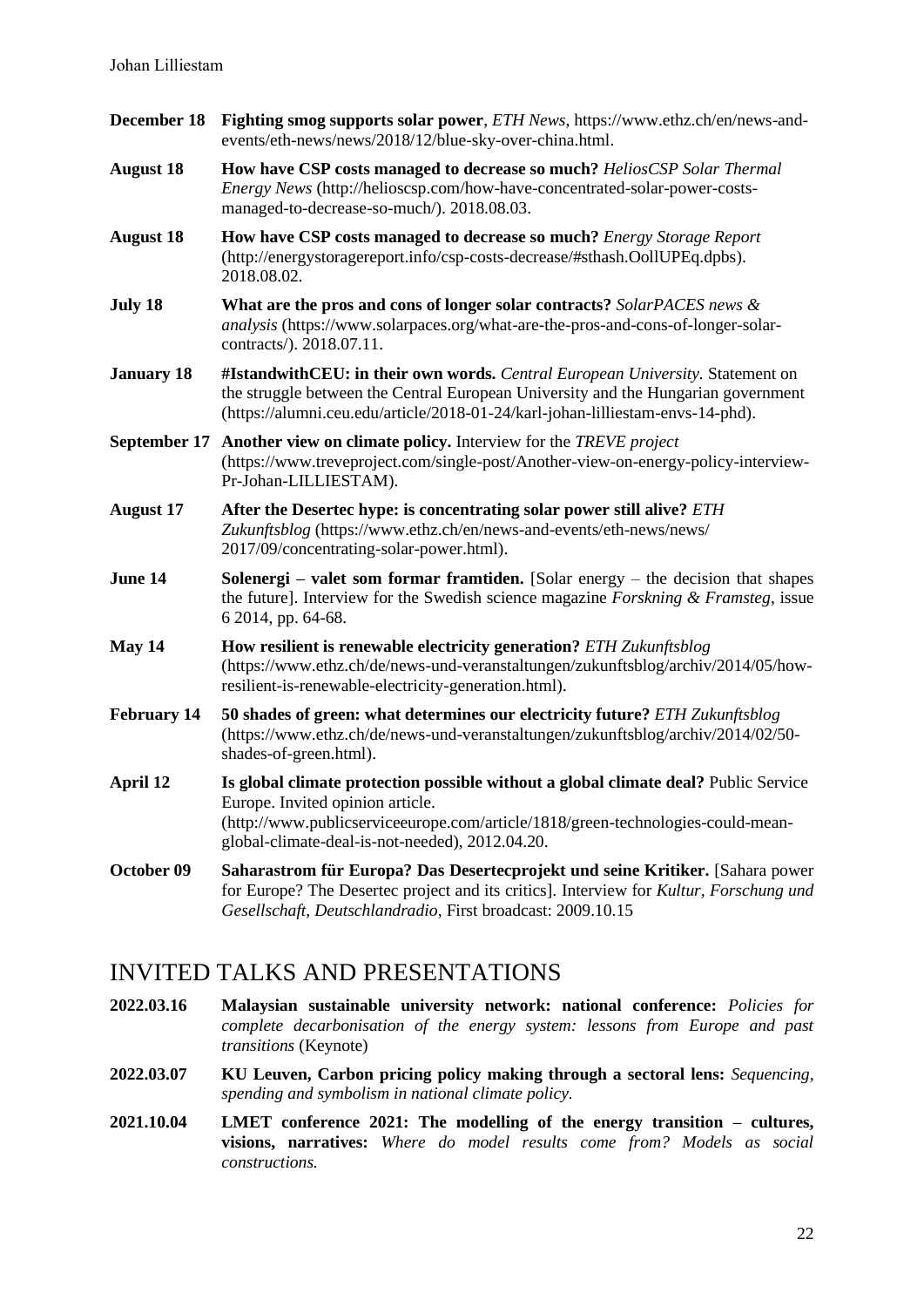**December 18** **Fighting smog supports solar power**, *ETH News*, https://www.ethz.ch/en/news-and-events/eth-news/news/2018/12/blue-sky-over-china.html.

**August 18** **How have CSP costs managed to decrease so much?** *HeliosCSP Solar Thermal Energy News* (http://helioscsp.com/how-have-concentrated-solar-power-costs-managed-to-decrease-so-much/). 2018.08.03.

**August 18** **How have CSP costs managed to decrease so much?** *Energy Storage Report* (http://energystoragereport.info/csp-costs-decrease/#sthash.OollUPEq.dpbs). 2018.08.02.

**July 18** **What are the pros and cons of longer solar contracts?** *SolarPACES news & analysis* (https://www.solarpaces.org/what-are-the-pros-and-cons-of-longer-solar-contracts/). 2018.07.11.

**January 18** **#IstandwithCEU: in their own words.** *Central European University.* Statement on the struggle between the Central European University and the Hungarian government (https://alumni.ceu.edu/article/2018-01-24/karl-johan-lilliestam-envs-14-phd).

**September 17** **Another view on climate policy.** Interview for the *TREVE project* (https://www.treveproject.com/single-post/Another-view-on-energy-policy-interview-Pr-Johan-LILLIESTAM).

**August 17** **After the Desertec hype: is concentrating solar power still alive?** *ETH Zukunftsblog* (https://www.ethz.ch/en/news-and-events/eth-news/news/ 2017/09/concentrating-solar-power.html).

**June 14** **Solenergi – valet som formar framtiden.** [Solar energy – the decision that shapes the future]. Interview for the Swedish science magazine *Forskning & Framsteg*, issue 6 2014, pp. 64-68.

**May 14** **How resilient is renewable electricity generation?** *ETH Zukunftsblog* (https://www.ethz.ch/de/news-und-veranstaltungen/zukunftsblog/archiv/2014/05/how-resilient-is-renewable-electricity-generation.html).

**February 14** **50 shades of green: what determines our electricity future?** *ETH Zukunftsblog* (https://www.ethz.ch/de/news-und-veranstaltungen/zukunftsblog/archiv/2014/02/50-shades-of-green.html).

**April 12** **Is global climate protection possible without a global climate deal?** Public Service Europe. Invited opinion article. (http://www.publicserviceeurope.com/article/1818/green-technologies-could-mean-global-climate-deal-is-not-needed), 2012.04.20.

**October 09** **Saharastrom für Europa? Das Desertecprojekt und seine Kritiker.** [Sahara power for Europe? The Desertec project and its critics]. Interview for *Kultur, Forschung und Gesellschaft, Deutschlandradio*, First broadcast: 2009.10.15

# INVITED TALKS AND PRESENTATIONS

**2022.03.16** **Malaysian sustainable university network: national conference:** *Policies for complete decarbonisation of the energy system: lessons from Europe and past transitions* (Keynote)

**2022.03.07** **KU Leuven, Carbon pricing policy making through a sectoral lens:** *Sequencing, spending and symbolism in national climate policy.*

**2021.10.04** **LMET conference 2021: The modelling of the energy transition – cultures, visions, narratives:** *Where do model results come from? Models as social constructions.*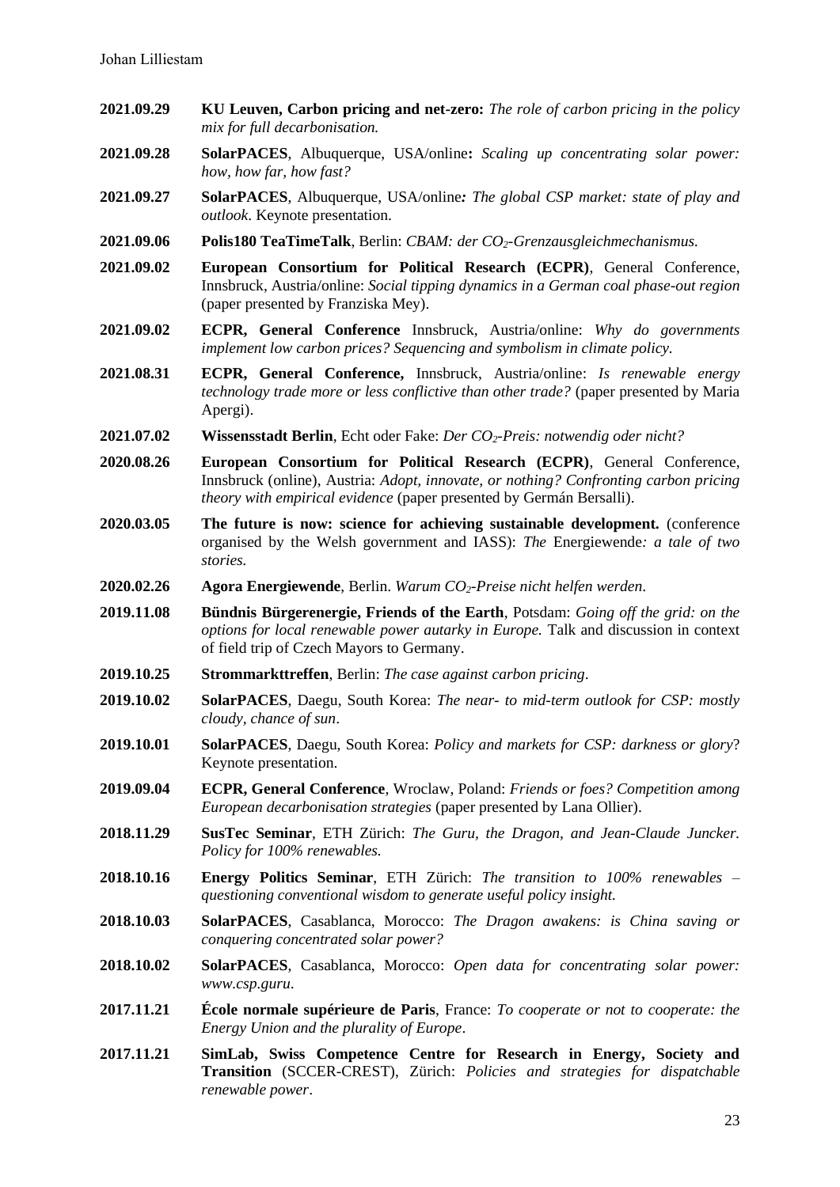**2021.09.29** **KU Leuven, Carbon pricing and net-zero:** *The role of carbon pricing in the policy mix for full decarbonisation.*

**2021.09.28** **SolarPACES**, Albuquerque, USA/online**:** *Scaling up concentrating solar power: how, how far, how fast?*

**2021.09.27** **SolarPACES**, Albuquerque, USA/online*: The global CSP market: state of play and outlook*. Keynote presentation.

**2021.09.06** **Polis180 TeaTimeTalk**, Berlin: *CBAM: der $CO_2$-Grenzausgleichmechanismus.*

**2021.09.02** **European Consortium for Political Research (ECPR)**, General Conference, Innsbruck, Austria/online: *Social tipping dynamics in a German coal phase-out region* (paper presented by Franziska Mey).

**2021.09.02** **ECPR, General Conference** Innsbruck, Austria/online: *Why do governments implement low carbon prices? Sequencing and symbolism in climate policy.*

**2021.08.31** **ECPR, General Conference,** Innsbruck, Austria/online: *Is renewable energy technology trade more or less conflictive than other trade?* (paper presented by Maria Apergi).

**2021.07.02** **Wissensstadt Berlin**, Echt oder Fake: *Der $CO_2$-Preis: notwendig oder nicht?*

**2020.08.26** **European Consortium for Political Research (ECPR)**, General Conference, Innsbruck (online), Austria: *Adopt, innovate, or nothing? Confronting carbon pricing theory with empirical evidence* (paper presented by Germán Bersalli).

**2020.03.05** **The future is now: science for achieving sustainable development.** (conference organised by the Welsh government and IASS): *The* Energiewende*: a tale of two stories.*

**2020.02.26** **Agora Energiewende**, Berlin. *Warum $CO_2$-Preise nicht helfen werden*.

**2019.11.08** **Bündnis Bürgerenergie, Friends of the Earth**, Potsdam: *Going off the grid: on the options for local renewable power autarky in Europe.* Talk and discussion in context of field trip of Czech Mayors to Germany.

**2019.10.25** **Strommarkttreffen**, Berlin: *The case against carbon pricing*.

**2019.10.02** **SolarPACES**, Daegu, South Korea: *The near- to mid-term outlook for CSP: mostly cloudy, chance of sun*.

**2019.10.01** **SolarPACES**, Daegu, South Korea: *Policy and markets for CSP: darkness or glory*? Keynote presentation.

**2019.09.04** **ECPR, General Conference**, Wroclaw, Poland: *Friends or foes? Competition among European decarbonisation strategies* (paper presented by Lana Ollier).

**2018.11.29** **SusTec Seminar**, ETH Zürich: *The Guru, the Dragon, and Jean-Claude Juncker. Policy for 100% renewables.*

**2018.10.16** **Energy Politics Seminar**, ETH Zürich: *The transition to 100% renewables – questioning conventional wisdom to generate useful policy insight.*

**2018.10.03** **SolarPACES**, Casablanca, Morocco: *The Dragon awakens: is China saving or conquering concentrated solar power?*

**2018.10.02** **SolarPACES**, Casablanca, Morocco: *Open data for concentrating solar power: www.csp.guru*.

**2017.11.21** **École normale supérieure de Paris**, France: *To cooperate or not to cooperate: the Energy Union and the plurality of Europe*.

**2017.11.21** **SimLab, Swiss Competence Centre for Research in Energy, Society and Transition** (SCCER-CREST), Zürich: *Policies and strategies for dispatchable renewable power*.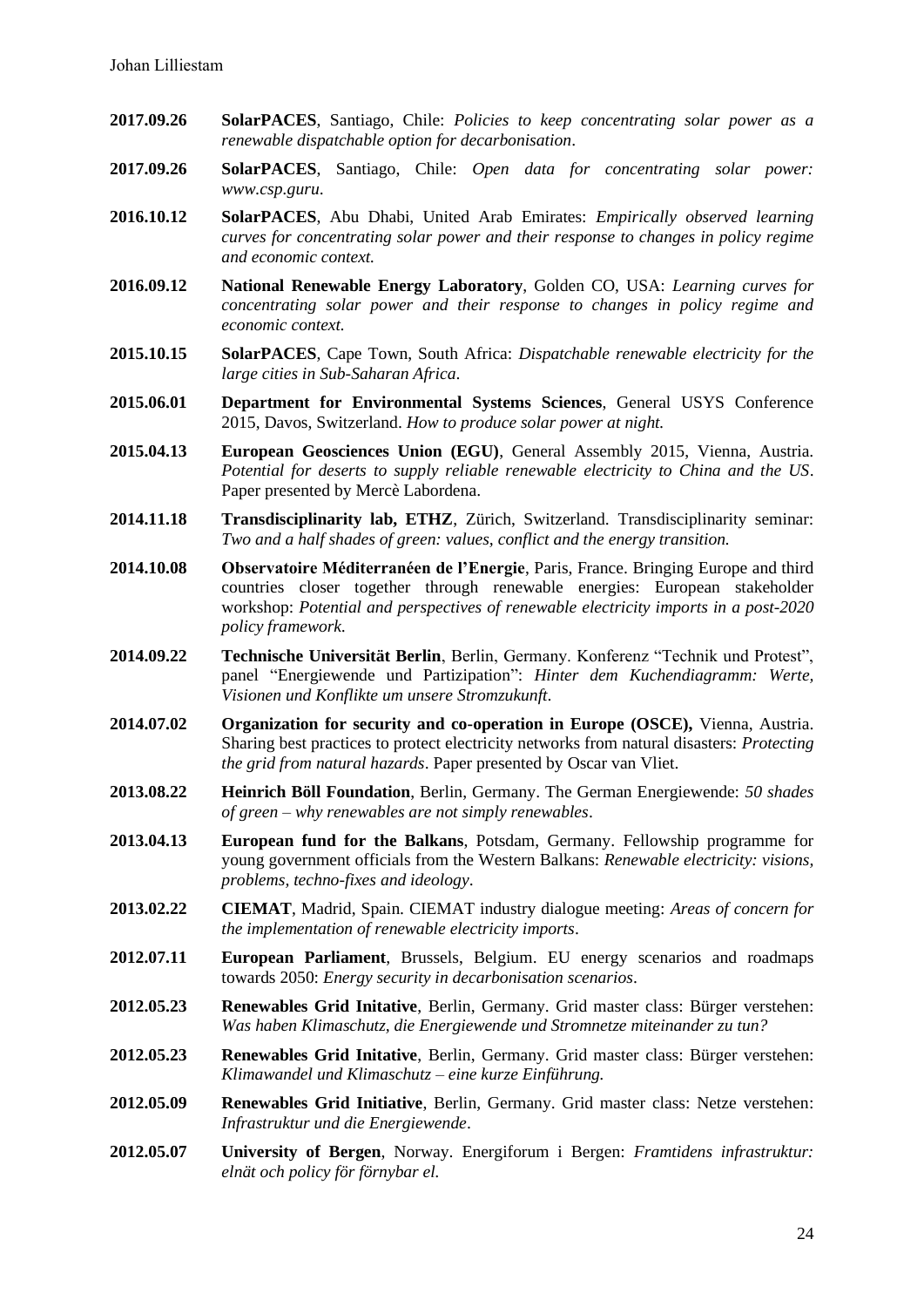**2017.09.26** **SolarPACES**, Santiago, Chile: *Policies to keep concentrating solar power as a renewable dispatchable option for decarbonisation*.

**2017.09.26** **SolarPACES**, Santiago, Chile: *Open data for concentrating solar power: www.csp.guru*.

**2016.10.12** **SolarPACES**, Abu Dhabi, United Arab Emirates: *Empirically observed learning curves for concentrating solar power and their response to changes in policy regime and economic context.*

**2016.09.12** **National Renewable Energy Laboratory**, Golden CO, USA: *Learning curves for concentrating solar power and their response to changes in policy regime and economic context.*

**2015.10.15** **SolarPACES**, Cape Town, South Africa: *Dispatchable renewable electricity for the large cities in Sub-Saharan Africa*.

**2015.06.01** **Department for Environmental Systems Sciences**, General USYS Conference 2015, Davos, Switzerland. *How to produce solar power at night.*

**2015.04.13** **European Geosciences Union (EGU)**, General Assembly 2015, Vienna, Austria. *Potential for deserts to supply reliable renewable electricity to China and the US*. Paper presented by Mercè Labordena.

**2014.11.18** **Transdisciplinarity lab, ETHZ**, Zürich, Switzerland. Transdisciplinarity seminar: *Two and a half shades of green: values, conflict and the energy transition.*

**2014.10.08** **Observatoire Méditerranéen de l'Energie**, Paris, France. Bringing Europe and third countries closer together through renewable energies: European stakeholder workshop: *Potential and perspectives of renewable electricity imports in a post-2020 policy framework.*

**2014.09.22** **Technische Universität Berlin**, Berlin, Germany. Konferenz "Technik und Protest", panel "Energiewende und Partizipation": *Hinter dem Kuchendiagramm: Werte, Visionen und Konflikte um unsere Stromzukunft*.

**2014.07.02** **Organization for security and co-operation in Europe (OSCE),** Vienna, Austria. Sharing best practices to protect electricity networks from natural disasters: *Protecting the grid from natural hazards*. Paper presented by Oscar van Vliet.

**2013.08.22** **Heinrich Böll Foundation**, Berlin, Germany. The German Energiewende: *50 shades of green – why renewables are not simply renewables*.

**2013.04.13** **European fund for the Balkans**, Potsdam, Germany. Fellowship programme for young government officials from the Western Balkans: *Renewable electricity: visions, problems, techno-fixes and ideology*.

**2013.02.22** **CIEMAT**, Madrid, Spain. CIEMAT industry dialogue meeting: *Areas of concern for the implementation of renewable electricity imports*.

**2012.07.11** **European Parliament**, Brussels, Belgium. EU energy scenarios and roadmaps towards 2050: *Energy security in decarbonisation scenarios*.

**2012.05.23** **Renewables Grid Initative**, Berlin, Germany. Grid master class: Bürger verstehen: *Was haben Klimaschutz, die Energiewende und Stromnetze miteinander zu tun?*

**2012.05.23** **Renewables Grid Initative**, Berlin, Germany. Grid master class: Bürger verstehen: *Klimawandel und Klimaschutz – eine kurze Einführung.*

**2012.05.09** **Renewables Grid Initiative**, Berlin, Germany. Grid master class: Netze verstehen: *Infrastruktur und die Energiewende*.

**2012.05.07** **University of Bergen**, Norway. Energiforum i Bergen: *Framtidens infrastruktur: elnät och policy för förnybar el.*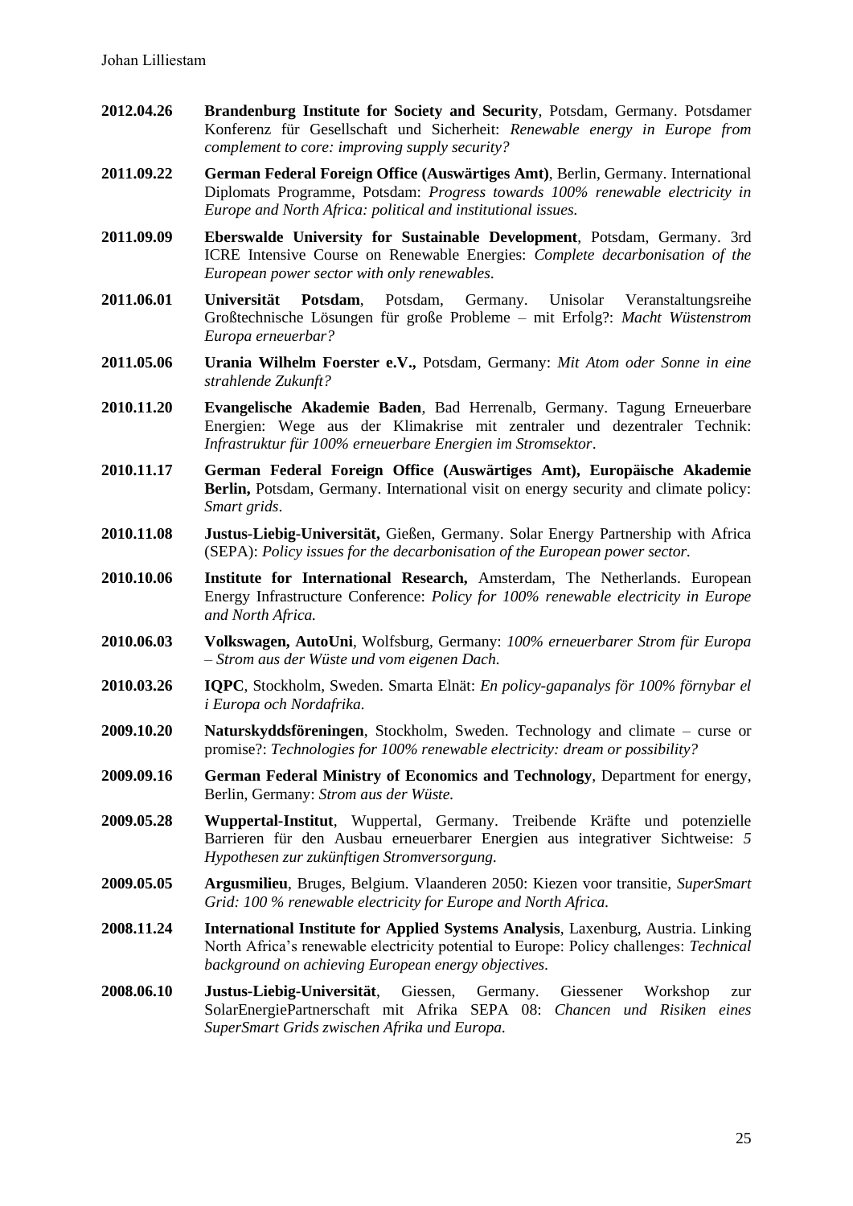**2012.04.26** **Brandenburg Institute for Society and Security**, Potsdam, Germany. Potsdamer Konferenz für Gesellschaft und Sicherheit: *Renewable energy in Europe from complement to core: improving supply security?*

**2011.09.22** **German Federal Foreign Office (Auswärtiges Amt)**, Berlin, Germany. International Diplomats Programme, Potsdam: *Progress towards 100% renewable electricity in Europe and North Africa: political and institutional issues.*

**2011.09.09** **Eberswalde University for Sustainable Development**, Potsdam, Germany. 3rd ICRE Intensive Course on Renewable Energies: *Complete decarbonisation of the European power sector with only renewables*.

**2011.06.01** **Universität Potsdam**, Potsdam, Germany. Unisolar Veranstaltungsreihe Großtechnische Lösungen für große Probleme – mit Erfolg?: *Macht Wüstenstrom Europa erneuerbar?*

**2011.05.06** **Urania Wilhelm Foerster e.V.,** Potsdam, Germany: *Mit Atom oder Sonne in eine strahlende Zukunft?*

**2010.11.20** **Evangelische Akademie Baden**, Bad Herrenalb, Germany. Tagung Erneuerbare Energien: Wege aus der Klimakrise mit zentraler und dezentraler Technik: *Infrastruktur für 100% erneuerbare Energien im Stromsektor*.

**2010.11.17** **German Federal Foreign Office (Auswärtiges Amt), Europäische Akademie Berlin,** Potsdam, Germany. International visit on energy security and climate policy: *Smart grids*.

**2010.11.08** **Justus-Liebig-Universität,** Gießen, Germany. Solar Energy Partnership with Africa (SEPA): *Policy issues for the decarbonisation of the European power sector.*

**2010.10.06** **Institute for International Research,** Amsterdam, The Netherlands. European Energy Infrastructure Conference: *Policy for 100% renewable electricity in Europe and North Africa.*

**2010.06.03** **Volkswagen, AutoUni**, Wolfsburg, Germany: *100% erneuerbarer Strom für Europa – Strom aus der Wüste und vom eigenen Dach.*

**2010.03.26** **IQPC**, Stockholm, Sweden. Smarta Elnät: *En policy-gapanalys för 100% förnybar el i Europa och Nordafrika.*

**2009.10.20** **Naturskyddsföreningen**, Stockholm, Sweden. Technology and climate – curse or promise?: *Technologies for 100% renewable electricity: dream or possibility?*

**2009.09.16** **German Federal Ministry of Economics and Technology**, Department for energy, Berlin, Germany: *Strom aus der Wüste.*

**2009.05.28** **Wuppertal-Institut**, Wuppertal, Germany. Treibende Kräfte und potenzielle Barrieren für den Ausbau erneuerbarer Energien aus integrativer Sichtweise: *5 Hypothesen zur zukünftigen Stromversorgung.*

**2009.05.05** **Argusmilieu**, Bruges, Belgium. Vlaanderen 2050: Kiezen voor transitie, *SuperSmart Grid: 100 % renewable electricity for Europe and North Africa.*

**2008.11.24** **International Institute for Applied Systems Analysis**, Laxenburg, Austria. Linking North Africa's renewable electricity potential to Europe: Policy challenges: *Technical background on achieving European energy objectives*.

**2008.06.10** **Justus-Liebig-Universität**, Giessen, Germany. Giessener Workshop zur SolarEnergiePartnerschaft mit Afrika SEPA 08: *Chancen und Risiken eines SuperSmart Grids zwischen Afrika und Europa.*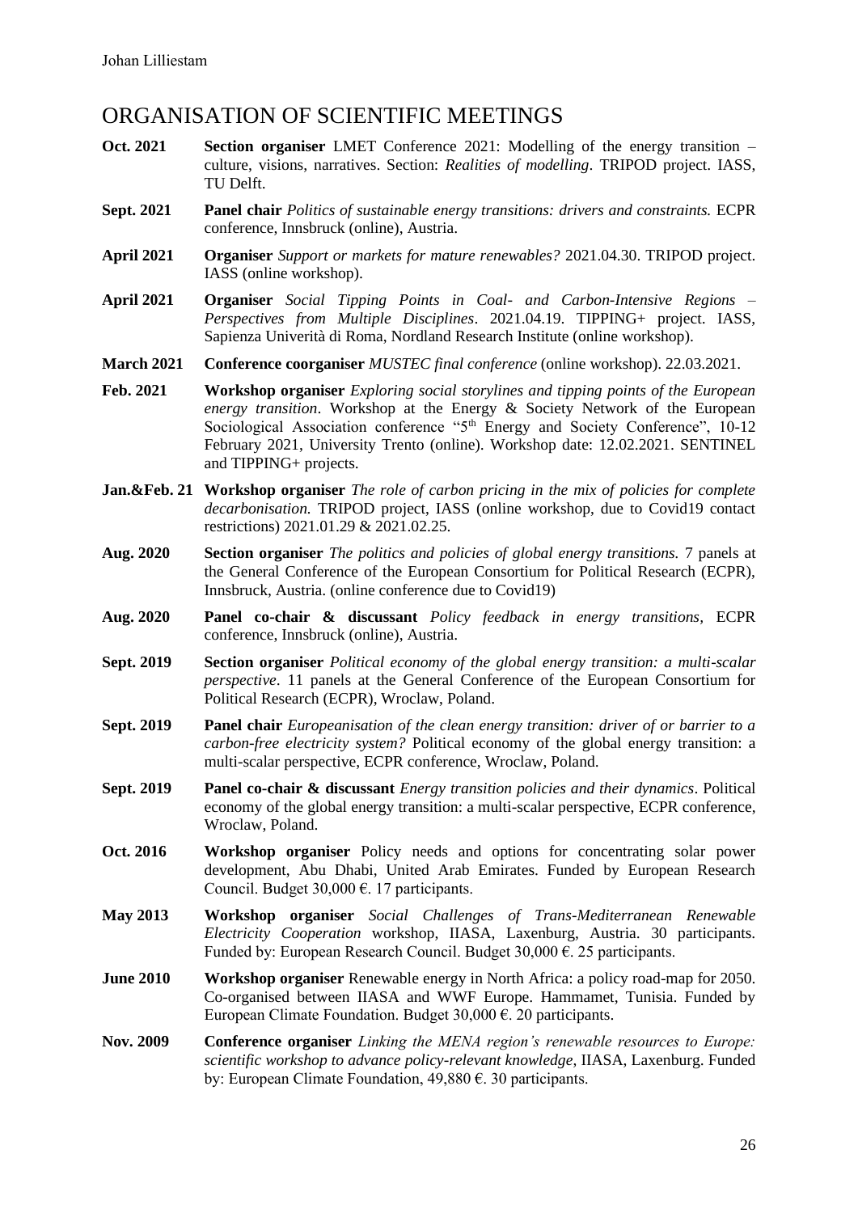## ORGANISATION OF SCIENTIFIC MEETINGS

**Oct. 2021** **Section organiser** LMET Conference 2021: Modelling of the energy transition – culture, visions, narratives. Section: *Realities of modelling*. TRIPOD project. IASS, TU Delft.

**Sept. 2021** **Panel chair** *Politics of sustainable energy transitions: drivers and constraints.* ECPR conference, Innsbruck (online), Austria.

**April 2021** **Organiser** *Support or markets for mature renewables?* 2021.04.30. TRIPOD project. IASS (online workshop).

**April 2021** **Organiser** *Social Tipping Points in Coal- and Carbon-Intensive Regions – Perspectives from Multiple Disciplines*. 2021.04.19. TIPPING+ project. IASS, Sapienza Univerità di Roma, Nordland Research Institute (online workshop).

**March 2021** **Conference coorganiser** *MUSTEC final conference* (online workshop). 22.03.2021.

**Feb. 2021** **Workshop organiser** *Exploring social storylines and tipping points of the European energy transition*. Workshop at the Energy & Society Network of the European Sociological Association conference "5th Energy and Society Conference", 10-12 February 2021, University Trento (online). Workshop date: 12.02.2021. SENTINEL and TIPPING+ projects.

**Jan.&Feb. 21** **Workshop organiser** *The role of carbon pricing in the mix of policies for complete decarbonisation.* TRIPOD project, IASS (online workshop, due to Covid19 contact restrictions) 2021.01.29 & 2021.02.25.

**Aug. 2020** **Section organiser** *The politics and policies of global energy transitions.* 7 panels at the General Conference of the European Consortium for Political Research (ECPR), Innsbruck, Austria. (online conference due to Covid19)

**Aug. 2020** **Panel co-chair & discussant** *Policy feedback in energy transitions*, ECPR conference, Innsbruck (online), Austria.

**Sept. 2019** **Section organiser** *Political economy of the global energy transition: a multi-scalar perspective*. 11 panels at the General Conference of the European Consortium for Political Research (ECPR), Wroclaw, Poland.

**Sept. 2019** **Panel chair** *Europeanisation of the clean energy transition: driver of or barrier to a carbon-free electricity system?* Political economy of the global energy transition: a multi-scalar perspective, ECPR conference, Wroclaw, Poland.

**Sept. 2019** **Panel co-chair & discussant** *Energy transition policies and their dynamics*. Political economy of the global energy transition: a multi-scalar perspective, ECPR conference, Wroclaw, Poland.

**Oct. 2016** **Workshop organiser** Policy needs and options for concentrating solar power development, Abu Dhabi, United Arab Emirates. Funded by European Research Council. Budget 30,000 €. 17 participants.

**May 2013** **Workshop organiser** *Social Challenges of Trans-Mediterranean Renewable Electricity Cooperation* workshop, IIASA, Laxenburg, Austria. 30 participants. Funded by: European Research Council. Budget 30,000 €. 25 participants.

**June 2010** **Workshop organiser** Renewable energy in North Africa: a policy road-map for 2050. Co-organised between IIASA and WWF Europe. Hammamet, Tunisia. Funded by European Climate Foundation. Budget 30,000 €. 20 participants.

**Nov. 2009** **Conference organiser** *Linking the MENA region's renewable resources to Europe: scientific workshop to advance policy-relevant knowledge*, IIASA, Laxenburg. Funded by: European Climate Foundation, 49,880 €. 30 participants.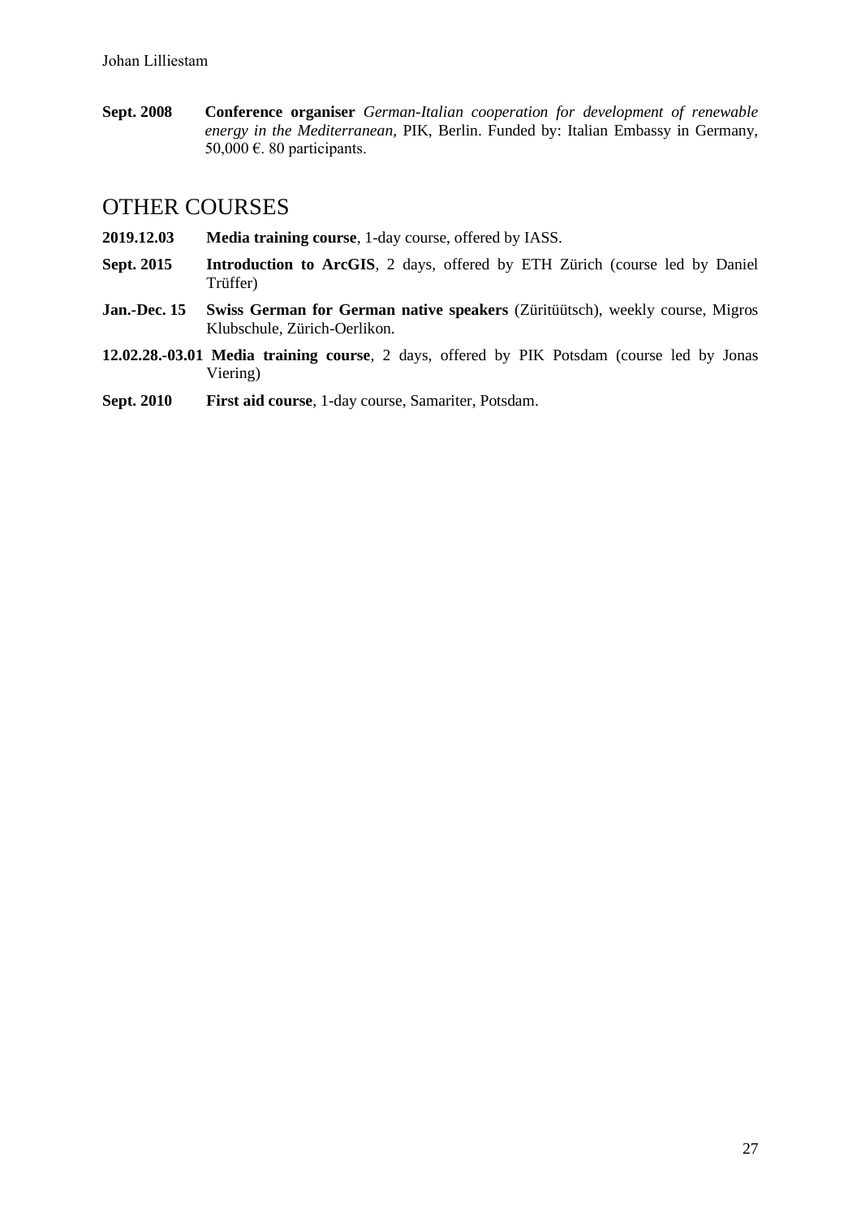**Sept. 2008** **Conference organiser** *German-Italian cooperation for development of renewable energy in the Mediterranean*, PIK, Berlin. Funded by: Italian Embassy in Germany, 50,000 €. 80 participants.

# OTHER COURSES

**2019.12.03** **Media training course**, 1-day course, offered by IASS.

**Sept. 2015** **Introduction to ArcGIS**, 2 days, offered by ETH Zürich (course led by Daniel Trüffer)

**Jan.-Dec. 15** **Swiss German for German native speakers** (Züritüütsch), weekly course, Migros Klubschule, Zürich-Oerlikon.

**12.02.28.-03.01** **Media training course**, 2 days, offered by PIK Potsdam (course led by Jonas Viering)

**Sept. 2010** **First aid course**, 1-day course, Samariter, Potsdam.